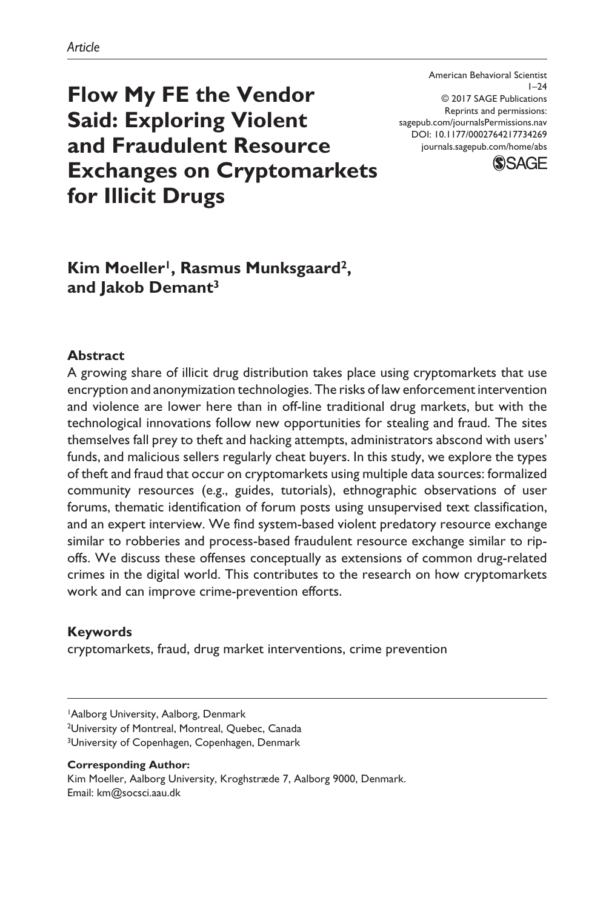*Article*

# Flow My FE the Vendor Said: Exploring Violent and Fraudulent Resource Exchanges on Cryptomarkets for Illicit Drugs

American Behavioral Scientist
1–24
© 2017 SAGE Publications
Reprints and permissions:
sagepub.com/journalsPermissions.nav
DOI: 10.1177/0002764217734269
journals.sagepub.com/home/abs

**Kim Moeller[1], Rasmus Munksgaard[2], and Jakob Demant[3]**

## Abstract

A growing share of illicit drug distribution takes place using cryptomarkets that use encryption and anonymization technologies. The risks of law enforcement intervention and violence are lower here than in off-line traditional drug markets, but with the technological innovations follow new opportunities for stealing and fraud. The sites themselves fall prey to theft and hacking attempts, administrators abscond with users' funds, and malicious sellers regularly cheat buyers. In this study, we explore the types of theft and fraud that occur on cryptomarkets using multiple data sources: formalized community resources (e.g., guides, tutorials), ethnographic observations of user forums, thematic identification of forum posts using unsupervised text classification, and an expert interview. We find system-based violent predatory resource exchange similar to robberies and process-based fraudulent resource exchange similar to rip-offs. We discuss these offenses conceptually as extensions of common drug-related crimes in the digital world. This contributes to the research on how cryptomarkets work and can improve crime-prevention efforts.

## Keywords

cryptomarkets, fraud, drug market interventions, crime prevention

---

[1]Aalborg University, Aalborg, Denmark
[2]University of Montreal, Montreal, Quebec, Canada
[3]University of Copenhagen, Copenhagen, Denmark

**Corresponding Author:**
Kim Moeller, Aalborg University, Kroghstræde 7, Aalborg 9000, Denmark.
Email: km@socsci.aau.dk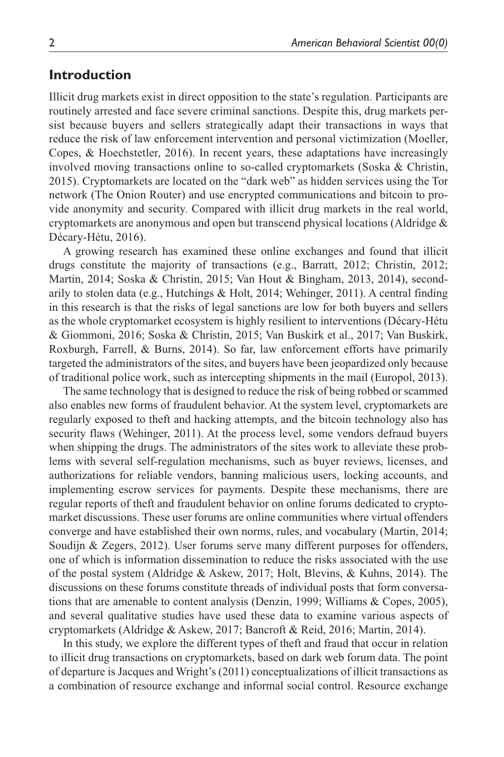## Introduction

Illicit drug markets exist in direct opposition to the state's regulation. Participants are routinely arrested and face severe criminal sanctions. Despite this, drug markets persist because buyers and sellers strategically adapt their transactions in ways that reduce the risk of law enforcement intervention and personal victimization (Moeller, Copes, & Hoechstetler, 2016). In recent years, these adaptations have increasingly involved moving transactions online to so-called cryptomarkets (Soska & Christin, 2015). Cryptomarkets are located on the "dark web" as hidden services using the Tor network (The Onion Router) and use encrypted communications and bitcoin to provide anonymity and security. Compared with illicit drug markets in the real world, cryptomarkets are anonymous and open but transcend physical locations (Aldridge & Décary-Hétu, 2016).

A growing research has examined these online exchanges and found that illicit drugs constitute the majority of transactions (e.g., Barratt, 2012; Christin, 2012; Martin, 2014; Soska & Christin, 2015; Van Hout & Bingham, 2013, 2014), secondarily to stolen data (e.g., Hutchings & Holt, 2014; Wehinger, 2011). A central finding in this research is that the risks of legal sanctions are low for both buyers and sellers as the whole cryptomarket ecosystem is highly resilient to interventions (Décary-Hétu & Giommoni, 2016; Soska & Christin, 2015; Van Buskirk et al., 2017; Van Buskirk, Roxburgh, Farrell, & Burns, 2014). So far, law enforcement efforts have primarily targeted the administrators of the sites, and buyers have been jeopardized only because of traditional police work, such as intercepting shipments in the mail (Europol, 2013).

The same technology that is designed to reduce the risk of being robbed or scammed also enables new forms of fraudulent behavior. At the system level, cryptomarkets are regularly exposed to theft and hacking attempts, and the bitcoin technology also has security flaws (Wehinger, 2011). At the process level, some vendors defraud buyers when shipping the drugs. The administrators of the sites work to alleviate these problems with several self-regulation mechanisms, such as buyer reviews, licenses, and authorizations for reliable vendors, banning malicious users, locking accounts, and implementing escrow services for payments. Despite these mechanisms, there are regular reports of theft and fraudulent behavior on online forums dedicated to cryptomarket discussions. These user forums are online communities where virtual offenders converge and have established their own norms, rules, and vocabulary (Martin, 2014; Soudijn & Zegers, 2012). User forums serve many different purposes for offenders, one of which is information dissemination to reduce the risks associated with the use of the postal system (Aldridge & Askew, 2017; Holt, Blevins, & Kuhns, 2014). The discussions on these forums constitute threads of individual posts that form conversations that are amenable to content analysis (Denzin, 1999; Williams & Copes, 2005), and several qualitative studies have used these data to examine various aspects of cryptomarkets (Aldridge & Askew, 2017; Bancroft & Reid, 2016; Martin, 2014).

In this study, we explore the different types of theft and fraud that occur in relation to illicit drug transactions on cryptomarkets, based on dark web forum data. The point of departure is Jacques and Wright's (2011) conceptualizations of illicit transactions as a combination of resource exchange and informal social control. Resource exchange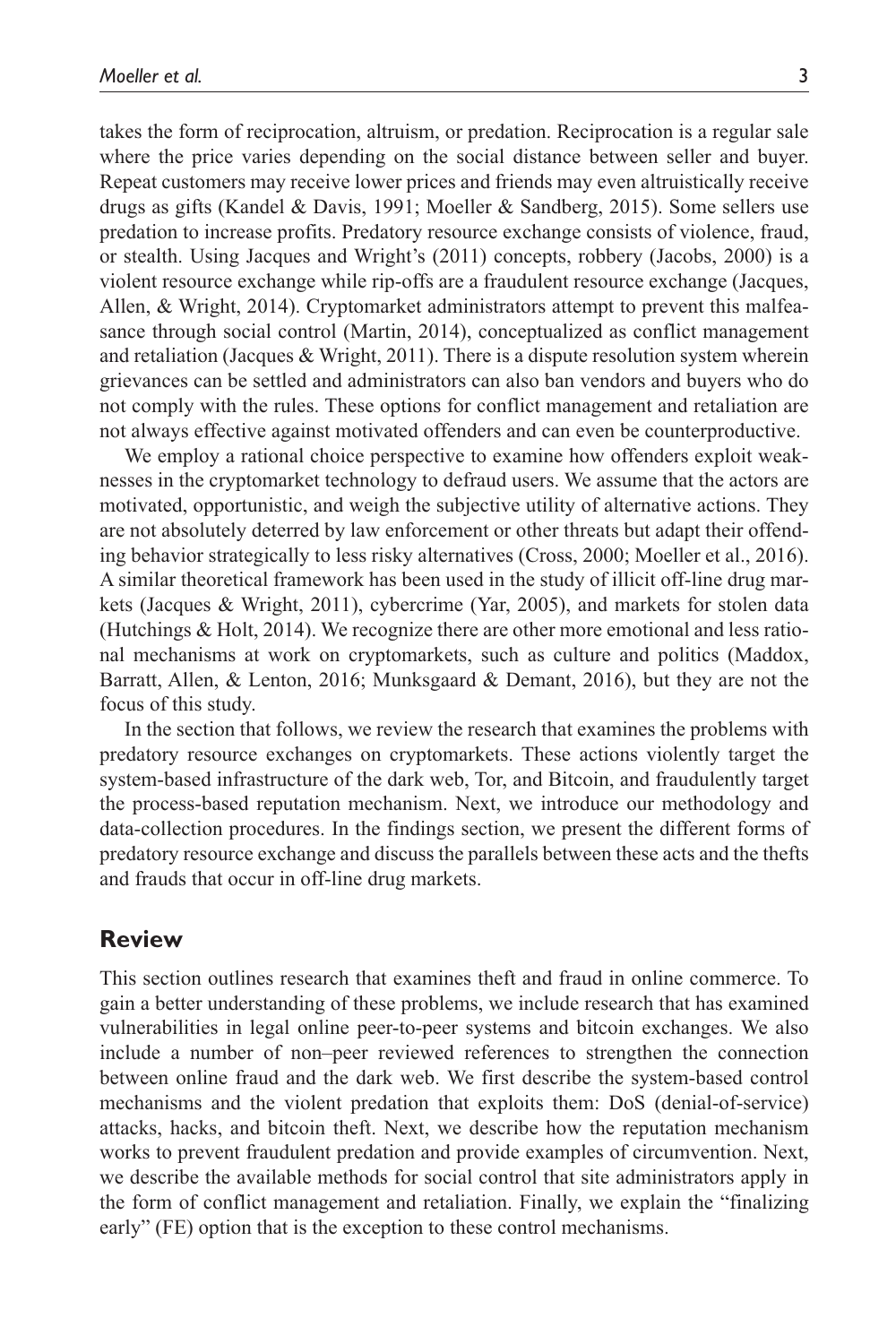takes the form of reciprocation, altruism, or predation. Reciprocation is a regular sale where the price varies depending on the social distance between seller and buyer. Repeat customers may receive lower prices and friends may even altruistically receive drugs as gifts (Kandel & Davis, 1991; Moeller & Sandberg, 2015). Some sellers use predation to increase profits. Predatory resource exchange consists of violence, fraud, or stealth. Using Jacques and Wright's (2011) concepts, robbery (Jacobs, 2000) is a violent resource exchange while rip-offs are a fraudulent resource exchange (Jacques, Allen, & Wright, 2014). Cryptomarket administrators attempt to prevent this malfeasance through social control (Martin, 2014), conceptualized as conflict management and retaliation (Jacques & Wright, 2011). There is a dispute resolution system wherein grievances can be settled and administrators can also ban vendors and buyers who do not comply with the rules. These options for conflict management and retaliation are not always effective against motivated offenders and can even be counterproductive.

We employ a rational choice perspective to examine how offenders exploit weaknesses in the cryptomarket technology to defraud users. We assume that the actors are motivated, opportunistic, and weigh the subjective utility of alternative actions. They are not absolutely deterred by law enforcement or other threats but adapt their offending behavior strategically to less risky alternatives (Cross, 2000; Moeller et al., 2016). A similar theoretical framework has been used in the study of illicit off-line drug markets (Jacques & Wright, 2011), cybercrime (Yar, 2005), and markets for stolen data (Hutchings & Holt, 2014). We recognize there are other more emotional and less rational mechanisms at work on cryptomarkets, such as culture and politics (Maddox, Barratt, Allen, & Lenton, 2016; Munksgaard & Demant, 2016), but they are not the focus of this study.

In the section that follows, we review the research that examines the problems with predatory resource exchanges on cryptomarkets. These actions violently target the system-based infrastructure of the dark web, Tor, and Bitcoin, and fraudulently target the process-based reputation mechanism. Next, we introduce our methodology and data-collection procedures. In the findings section, we present the different forms of predatory resource exchange and discuss the parallels between these acts and the thefts and frauds that occur in off-line drug markets.

## Review

This section outlines research that examines theft and fraud in online commerce. To gain a better understanding of these problems, we include research that has examined vulnerabilities in legal online peer-to-peer systems and bitcoin exchanges. We also include a number of non–peer reviewed references to strengthen the connection between online fraud and the dark web. We first describe the system-based control mechanisms and the violent predation that exploits them: DoS (denial-of-service) attacks, hacks, and bitcoin theft. Next, we describe how the reputation mechanism works to prevent fraudulent predation and provide examples of circumvention. Next, we describe the available methods for social control that site administrators apply in the form of conflict management and retaliation. Finally, we explain the "finalizing early" (FE) option that is the exception to these control mechanisms.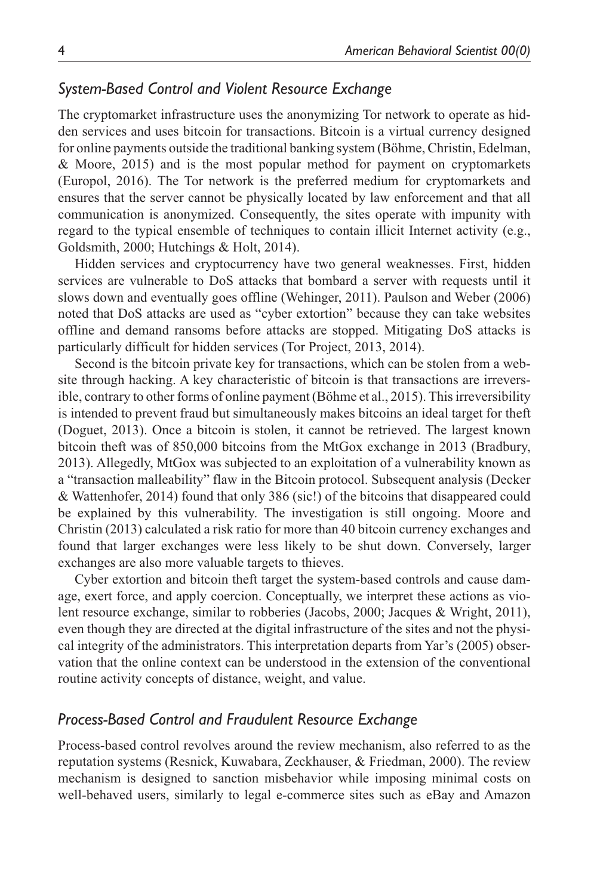### *System-Based Control and Violent Resource Exchange*

The cryptomarket infrastructure uses the anonymizing Tor network to operate as hidden services and uses bitcoin for transactions. Bitcoin is a virtual currency designed for online payments outside the traditional banking system (Böhme, Christin, Edelman, & Moore, 2015) and is the most popular method for payment on cryptomarkets (Europol, 2016). The Tor network is the preferred medium for cryptomarkets and ensures that the server cannot be physically located by law enforcement and that all communication is anonymized. Consequently, the sites operate with impunity with regard to the typical ensemble of techniques to contain illicit Internet activity (e.g., Goldsmith, 2000; Hutchings & Holt, 2014).

Hidden services and cryptocurrency have two general weaknesses. First, hidden services are vulnerable to DoS attacks that bombard a server with requests until it slows down and eventually goes offline (Wehinger, 2011). Paulson and Weber (2006) noted that DoS attacks are used as "cyber extortion" because they can take websites offline and demand ransoms before attacks are stopped. Mitigating DoS attacks is particularly difficult for hidden services (Tor Project, 2013, 2014).

Second is the bitcoin private key for transactions, which can be stolen from a website through hacking. A key characteristic of bitcoin is that transactions are irreversible, contrary to other forms of online payment (Böhme et al., 2015). This irreversibility is intended to prevent fraud but simultaneously makes bitcoins an ideal target for theft (Doguet, 2013). Once a bitcoin is stolen, it cannot be retrieved. The largest known bitcoin theft was of 850,000 bitcoins from the MtGox exchange in 2013 (Bradbury, 2013). Allegedly, MtGox was subjected to an exploitation of a vulnerability known as a "transaction malleability" flaw in the Bitcoin protocol. Subsequent analysis (Decker & Wattenhofer, 2014) found that only 386 (sic!) of the bitcoins that disappeared could be explained by this vulnerability. The investigation is still ongoing. Moore and Christin (2013) calculated a risk ratio for more than 40 bitcoin currency exchanges and found that larger exchanges were less likely to be shut down. Conversely, larger exchanges are also more valuable targets to thieves.

Cyber extortion and bitcoin theft target the system-based controls and cause damage, exert force, and apply coercion. Conceptually, we interpret these actions as violent resource exchange, similar to robberies (Jacobs, 2000; Jacques & Wright, 2011), even though they are directed at the digital infrastructure of the sites and not the physical integrity of the administrators. This interpretation departs from Yar's (2005) observation that the online context can be understood in the extension of the conventional routine activity concepts of distance, weight, and value.

### *Process-Based Control and Fraudulent Resource Exchange*

Process-based control revolves around the review mechanism, also referred to as the reputation systems (Resnick, Kuwabara, Zeckhauser, & Friedman, 2000). The review mechanism is designed to sanction misbehavior while imposing minimal costs on well-behaved users, similarly to legal e-commerce sites such as eBay and Amazon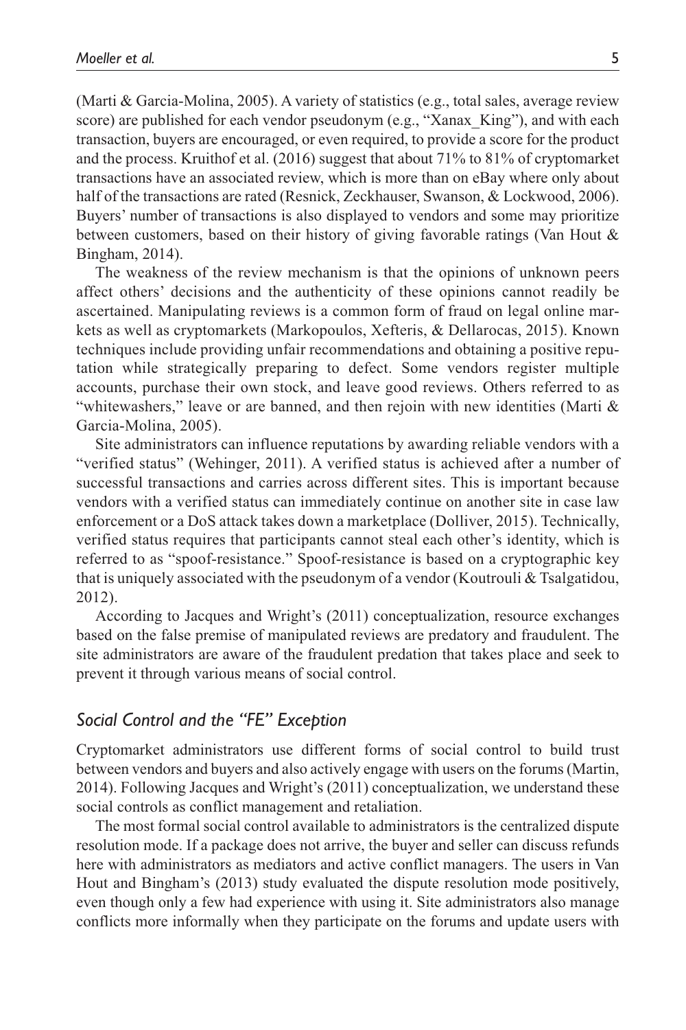(Marti & Garcia-Molina, 2005). A variety of statistics (e.g., total sales, average review score) are published for each vendor pseudonym (e.g., "Xanax_King"), and with each transaction, buyers are encouraged, or even required, to provide a score for the product and the process. Kruithof et al. (2016) suggest that about 71% to 81% of cryptomarket transactions have an associated review, which is more than on eBay where only about half of the transactions are rated (Resnick, Zeckhauser, Swanson, & Lockwood, 2006). Buyers' number of transactions is also displayed to vendors and some may prioritize between customers, based on their history of giving favorable ratings (Van Hout & Bingham, 2014).

The weakness of the review mechanism is that the opinions of unknown peers affect others' decisions and the authenticity of these opinions cannot readily be ascertained. Manipulating reviews is a common form of fraud on legal online markets as well as cryptomarkets (Markopoulos, Xefteris, & Dellarocas, 2015). Known techniques include providing unfair recommendations and obtaining a positive reputation while strategically preparing to defect. Some vendors register multiple accounts, purchase their own stock, and leave good reviews. Others referred to as "whitewashers," leave or are banned, and then rejoin with new identities (Marti & Garcia-Molina, 2005).

Site administrators can influence reputations by awarding reliable vendors with a "verified status" (Wehinger, 2011). A verified status is achieved after a number of successful transactions and carries across different sites. This is important because vendors with a verified status can immediately continue on another site in case law enforcement or a DoS attack takes down a marketplace (Dolliver, 2015). Technically, verified status requires that participants cannot steal each other's identity, which is referred to as "spoof-resistance." Spoof-resistance is based on a cryptographic key that is uniquely associated with the pseudonym of a vendor (Koutrouli & Tsalgatidou, 2012).

According to Jacques and Wright's (2011) conceptualization, resource exchanges based on the false premise of manipulated reviews are predatory and fraudulent. The site administrators are aware of the fraudulent predation that takes place and seek to prevent it through various means of social control.

### *Social Control and the "FE" Exception*

Cryptomarket administrators use different forms of social control to build trust between vendors and buyers and also actively engage with users on the forums (Martin, 2014). Following Jacques and Wright's (2011) conceptualization, we understand these social controls as conflict management and retaliation.

The most formal social control available to administrators is the centralized dispute resolution mode. If a package does not arrive, the buyer and seller can discuss refunds here with administrators as mediators and active conflict managers. The users in Van Hout and Bingham's (2013) study evaluated the dispute resolution mode positively, even though only a few had experience with using it. Site administrators also manage conflicts more informally when they participate on the forums and update users with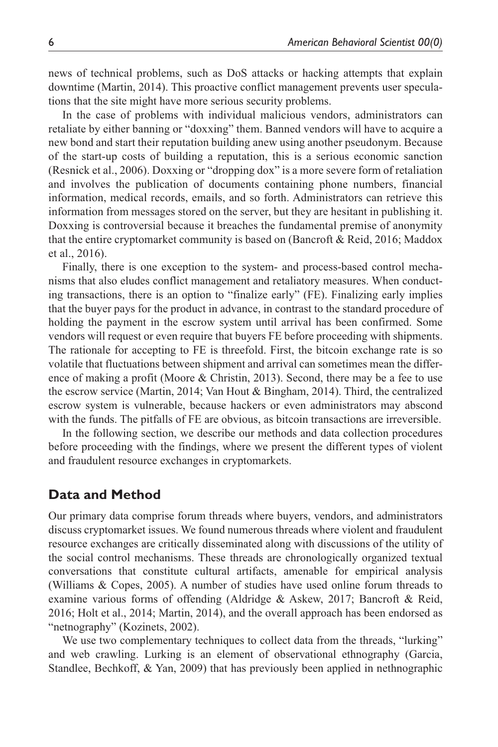news of technical problems, such as DoS attacks or hacking attempts that explain downtime (Martin, 2014). This proactive conflict management prevents user speculations that the site might have more serious security problems.

In the case of problems with individual malicious vendors, administrators can retaliate by either banning or "doxxing" them. Banned vendors will have to acquire a new bond and start their reputation building anew using another pseudonym. Because of the start-up costs of building a reputation, this is a serious economic sanction (Resnick et al., 2006). Doxxing or "dropping dox" is a more severe form of retaliation and involves the publication of documents containing phone numbers, financial information, medical records, emails, and so forth. Administrators can retrieve this information from messages stored on the server, but they are hesitant in publishing it. Doxxing is controversial because it breaches the fundamental premise of anonymity that the entire cryptomarket community is based on (Bancroft & Reid, 2016; Maddox et al., 2016).

Finally, there is one exception to the system- and process-based control mechanisms that also eludes conflict management and retaliatory measures. When conducting transactions, there is an option to "finalize early" (FE). Finalizing early implies that the buyer pays for the product in advance, in contrast to the standard procedure of holding the payment in the escrow system until arrival has been confirmed. Some vendors will request or even require that buyers FE before proceeding with shipments. The rationale for accepting to FE is threefold. First, the bitcoin exchange rate is so volatile that fluctuations between shipment and arrival can sometimes mean the difference of making a profit (Moore & Christin, 2013). Second, there may be a fee to use the escrow service (Martin, 2014; Van Hout & Bingham, 2014). Third, the centralized escrow system is vulnerable, because hackers or even administrators may abscond with the funds. The pitfalls of FE are obvious, as bitcoin transactions are irreversible.

In the following section, we describe our methods and data collection procedures before proceeding with the findings, where we present the different types of violent and fraudulent resource exchanges in cryptomarkets.

## Data and Method

Our primary data comprise forum threads where buyers, vendors, and administrators discuss cryptomarket issues. We found numerous threads where violent and fraudulent resource exchanges are critically disseminated along with discussions of the utility of the social control mechanisms. These threads are chronologically organized textual conversations that constitute cultural artifacts, amenable for empirical analysis (Williams & Copes, 2005). A number of studies have used online forum threads to examine various forms of offending (Aldridge & Askew, 2017; Bancroft & Reid, 2016; Holt et al., 2014; Martin, 2014), and the overall approach has been endorsed as "netnography" (Kozinets, 2002).

We use two complementary techniques to collect data from the threads, "lurking" and web crawling. Lurking is an element of observational ethnography (Garcia, Standlee, Bechkoff, & Yan, 2009) that has previously been applied in nethnographic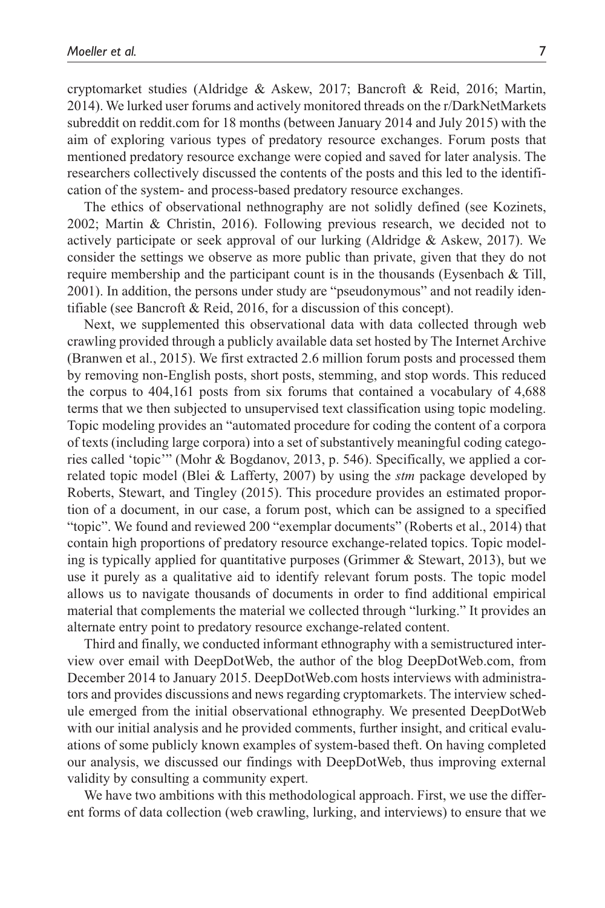cryptomarket studies (Aldridge & Askew, 2017; Bancroft & Reid, 2016; Martin, 2014). We lurked user forums and actively monitored threads on the r/DarkNetMarkets subreddit on reddit.com for 18 months (between January 2014 and July 2015) with the aim of exploring various types of predatory resource exchanges. Forum posts that mentioned predatory resource exchange were copied and saved for later analysis. The researchers collectively discussed the contents of the posts and this led to the identification of the system- and process-based predatory resource exchanges.

The ethics of observational nethnography are not solidly defined (see Kozinets, 2002; Martin & Christin, 2016). Following previous research, we decided not to actively participate or seek approval of our lurking (Aldridge & Askew, 2017). We consider the settings we observe as more public than private, given that they do not require membership and the participant count is in the thousands (Eysenbach & Till, 2001). In addition, the persons under study are "pseudonymous" and not readily identifiable (see Bancroft & Reid, 2016, for a discussion of this concept).

Next, we supplemented this observational data with data collected through web crawling provided through a publicly available data set hosted by The Internet Archive (Branwen et al., 2015). We first extracted 2.6 million forum posts and processed them by removing non-English posts, short posts, stemming, and stop words. This reduced the corpus to 404,161 posts from six forums that contained a vocabulary of 4,688 terms that we then subjected to unsupervised text classification using topic modeling. Topic modeling provides an "automated procedure for coding the content of a corpora of texts (including large corpora) into a set of substantively meaningful coding categories called 'topic'" (Mohr & Bogdanov, 2013, p. 546). Specifically, we applied a correlated topic model (Blei & Lafferty, 2007) by using the *stm* package developed by Roberts, Stewart, and Tingley (2015). This procedure provides an estimated proportion of a document, in our case, a forum post, which can be assigned to a specified "topic". We found and reviewed 200 "exemplar documents" (Roberts et al., 2014) that contain high proportions of predatory resource exchange-related topics. Topic modeling is typically applied for quantitative purposes (Grimmer & Stewart, 2013), but we use it purely as a qualitative aid to identify relevant forum posts. The topic model allows us to navigate thousands of documents in order to find additional empirical material that complements the material we collected through "lurking." It provides an alternate entry point to predatory resource exchange-related content.

Third and finally, we conducted informant ethnography with a semistructured interview over email with DeepDotWeb, the author of the blog DeepDotWeb.com, from December 2014 to January 2015. DeepDotWeb.com hosts interviews with administrators and provides discussions and news regarding cryptomarkets. The interview schedule emerged from the initial observational ethnography. We presented DeepDotWeb with our initial analysis and he provided comments, further insight, and critical evaluations of some publicly known examples of system-based theft. On having completed our analysis, we discussed our findings with DeepDotWeb, thus improving external validity by consulting a community expert.

We have two ambitions with this methodological approach. First, we use the different forms of data collection (web crawling, lurking, and interviews) to ensure that we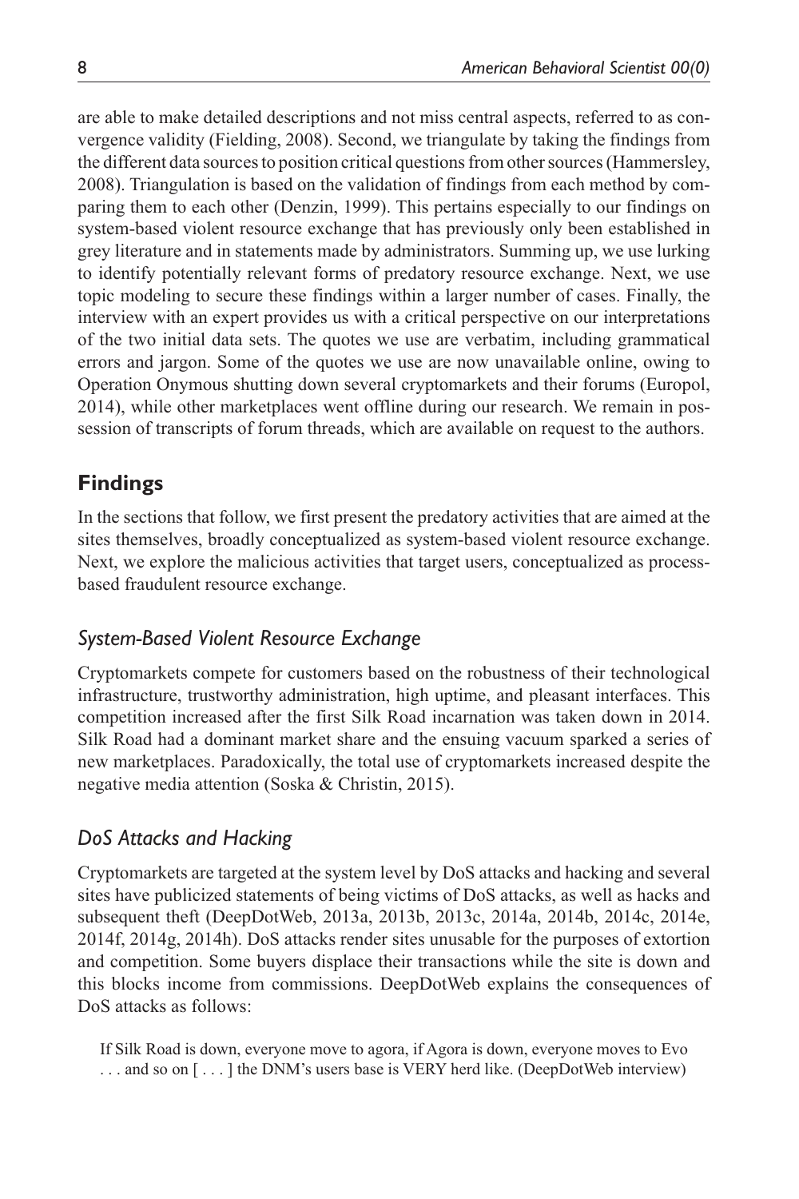are able to make detailed descriptions and not miss central aspects, referred to as convergence validity (Fielding, 2008). Second, we triangulate by taking the findings from the different data sources to position critical questions from other sources (Hammersley, 2008). Triangulation is based on the validation of findings from each method by comparing them to each other (Denzin, 1999). This pertains especially to our findings on system-based violent resource exchange that has previously only been established in grey literature and in statements made by administrators. Summing up, we use lurking to identify potentially relevant forms of predatory resource exchange. Next, we use topic modeling to secure these findings within a larger number of cases. Finally, the interview with an expert provides us with a critical perspective on our interpretations of the two initial data sets. The quotes we use are verbatim, including grammatical errors and jargon. Some of the quotes we use are now unavailable online, owing to Operation Onymous shutting down several cryptomarkets and their forums (Europol, 2014), while other marketplaces went offline during our research. We remain in possession of transcripts of forum threads, which are available on request to the authors.

## Findings

In the sections that follow, we first present the predatory activities that are aimed at the sites themselves, broadly conceptualized as system-based violent resource exchange. Next, we explore the malicious activities that target users, conceptualized as process-based fraudulent resource exchange.

### *System-Based Violent Resource Exchange*

Cryptomarkets compete for customers based on the robustness of their technological infrastructure, trustworthy administration, high uptime, and pleasant interfaces. This competition increased after the first Silk Road incarnation was taken down in 2014. Silk Road had a dominant market share and the ensuing vacuum sparked a series of new marketplaces. Paradoxically, the total use of cryptomarkets increased despite the negative media attention (Soska & Christin, 2015).

### *DoS Attacks and Hacking*

Cryptomarkets are targeted at the system level by DoS attacks and hacking and several sites have publicized statements of being victims of DoS attacks, as well as hacks and subsequent theft (DeepDotWeb, 2013a, 2013b, 2013c, 2014a, 2014b, 2014c, 2014e, 2014f, 2014g, 2014h). DoS attacks render sites unusable for the purposes of extortion and competition. Some buyers displace their transactions while the site is down and this blocks income from commissions. DeepDotWeb explains the consequences of DoS attacks as follows:

> If Silk Road is down, everyone move to agora, if Agora is down, everyone moves to Evo . . . and so on [ . . . ] the DNM's users base is VERY herd like. (DeepDotWeb interview)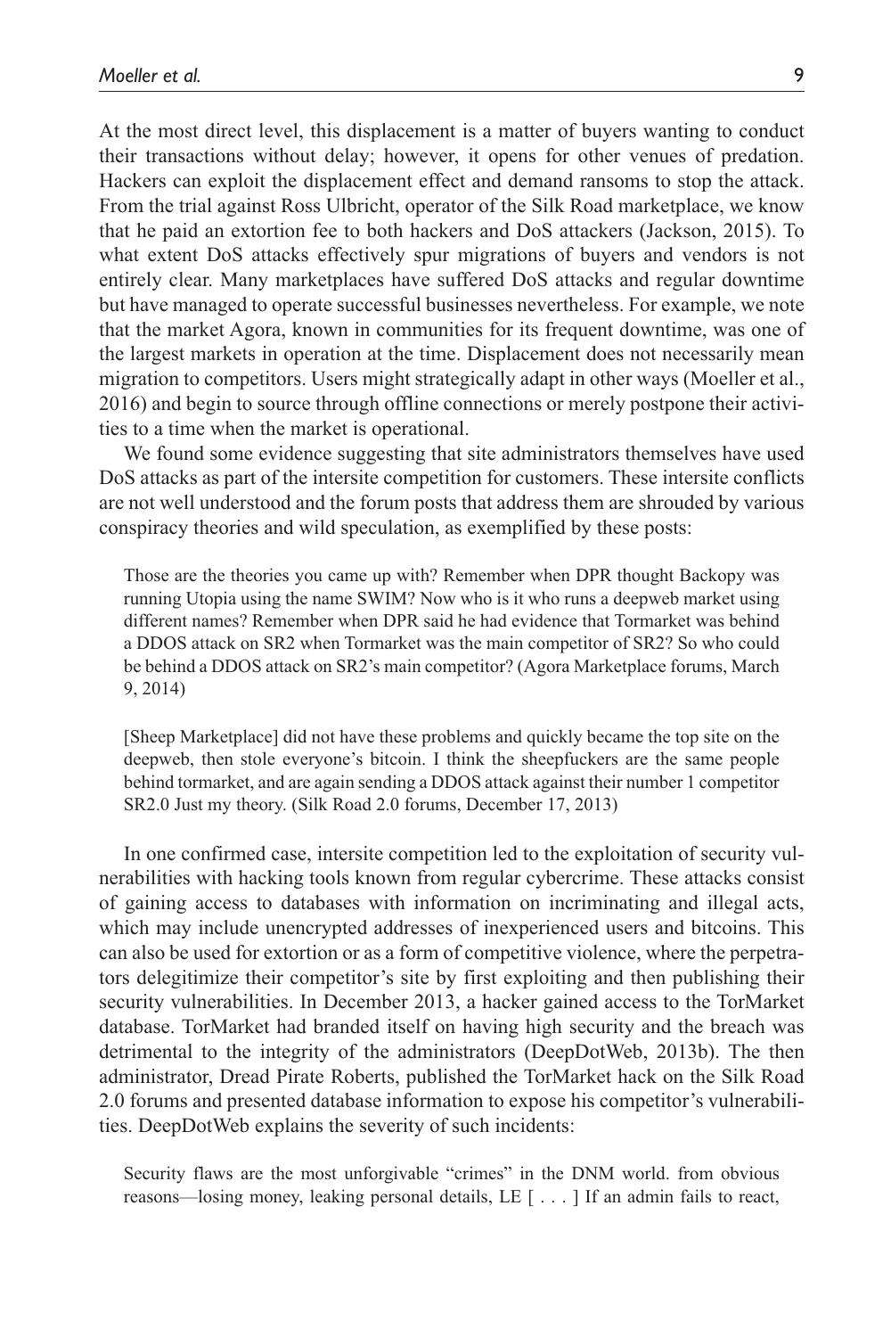At the most direct level, this displacement is a matter of buyers wanting to conduct their transactions without delay; however, it opens for other venues of predation. Hackers can exploit the displacement effect and demand ransoms to stop the attack. From the trial against Ross Ulbricht, operator of the Silk Road marketplace, we know that he paid an extortion fee to both hackers and DoS attackers (Jackson, 2015). To what extent DoS attacks effectively spur migrations of buyers and vendors is not entirely clear. Many marketplaces have suffered DoS attacks and regular downtime but have managed to operate successful businesses nevertheless. For example, we note that the market Agora, known in communities for its frequent downtime, was one of the largest markets in operation at the time. Displacement does not necessarily mean migration to competitors. Users might strategically adapt in other ways (Moeller et al., 2016) and begin to source through offline connections or merely postpone their activities to a time when the market is operational.

We found some evidence suggesting that site administrators themselves have used DoS attacks as part of the intersite competition for customers. These intersite conflicts are not well understood and the forum posts that address them are shrouded by various conspiracy theories and wild speculation, as exemplified by these posts:

> Those are the theories you came up with? Remember when DPR thought Backopy was running Utopia using the name SWIM? Now who is it who runs a deepweb market using different names? Remember when DPR said he had evidence that Tormarket was behind a DDOS attack on SR2 when Tormarket was the main competitor of SR2? So who could be behind a DDOS attack on SR2's main competitor? (Agora Marketplace forums, March 9, 2014)

> [Sheep Marketplace] did not have these problems and quickly became the top site on the deepweb, then stole everyone's bitcoin. I think the sheepfuckers are the same people behind tormarket, and are again sending a DDOS attack against their number 1 competitor SR2.0 Just my theory. (Silk Road 2.0 forums, December 17, 2013)

In one confirmed case, intersite competition led to the exploitation of security vulnerabilities with hacking tools known from regular cybercrime. These attacks consist of gaining access to databases with information on incriminating and illegal acts, which may include unencrypted addresses of inexperienced users and bitcoins. This can also be used for extortion or as a form of competitive violence, where the perpetrators delegitimize their competitor's site by first exploiting and then publishing their security vulnerabilities. In December 2013, a hacker gained access to the TorMarket database. TorMarket had branded itself on having high security and the breach was detrimental to the integrity of the administrators (DeepDotWeb, 2013b). The then administrator, Dread Pirate Roberts, published the TorMarket hack on the Silk Road 2.0 forums and presented database information to expose his competitor's vulnerabilities. DeepDotWeb explains the severity of such incidents:

> Security flaws are the most unforgivable "crimes" in the DNM world. from obvious reasons—losing money, leaking personal details, LE [ . . . ] If an admin fails to react,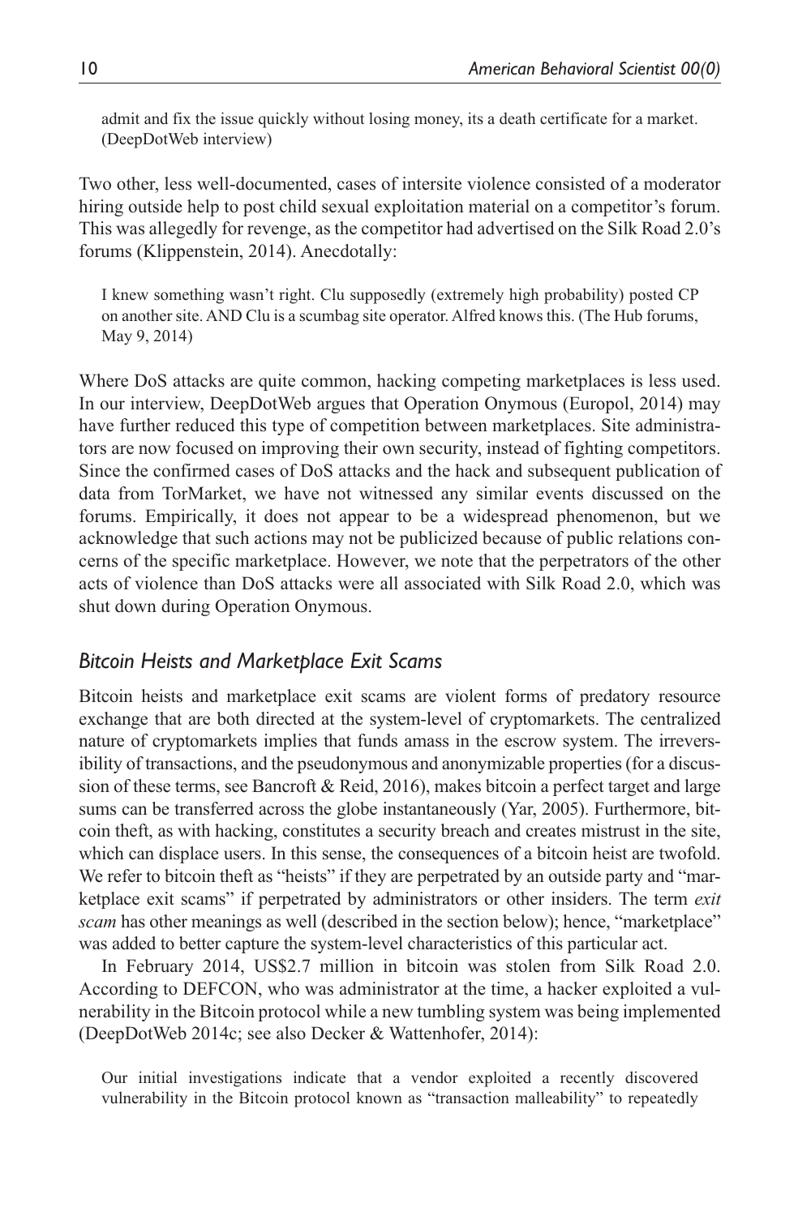> admit and fix the issue quickly without losing money, its a death certificate for a market. (DeepDotWeb interview)

Two other, less well-documented, cases of intersite violence consisted of a moderator hiring outside help to post child sexual exploitation material on a competitor's forum. This was allegedly for revenge, as the competitor had advertised on the Silk Road 2.0's forums (Klippenstein, 2014). Anecdotally:

> I knew something wasn't right. Clu supposedly (extremely high probability) posted CP on another site. AND Clu is a scumbag site operator. Alfred knows this. (The Hub forums, May 9, 2014)

Where DoS attacks are quite common, hacking competing marketplaces is less used. In our interview, DeepDotWeb argues that Operation Onymous (Europol, 2014) may have further reduced this type of competition between marketplaces. Site administrators are now focused on improving their own security, instead of fighting competitors. Since the confirmed cases of DoS attacks and the hack and subsequent publication of data from TorMarket, we have not witnessed any similar events discussed on the forums. Empirically, it does not appear to be a widespread phenomenon, but we acknowledge that such actions may not be publicized because of public relations concerns of the specific marketplace. However, we note that the perpetrators of the other acts of violence than DoS attacks were all associated with Silk Road 2.0, which was shut down during Operation Onymous.

### *Bitcoin Heists and Marketplace Exit Scams*

Bitcoin heists and marketplace exit scams are violent forms of predatory resource exchange that are both directed at the system-level of cryptomarkets. The centralized nature of cryptomarkets implies that funds amass in the escrow system. The irreversibility of transactions, and the pseudonymous and anonymizable properties (for a discussion of these terms, see Bancroft & Reid, 2016), makes bitcoin a perfect target and large sums can be transferred across the globe instantaneously (Yar, 2005). Furthermore, bitcoin theft, as with hacking, constitutes a security breach and creates mistrust in the site, which can displace users. In this sense, the consequences of a bitcoin heist are twofold. We refer to bitcoin theft as "heists" if they are perpetrated by an outside party and "marketplace exit scams" if perpetrated by administrators or other insiders. The term *exit scam* has other meanings as well (described in the section below); hence, "marketplace" was added to better capture the system-level characteristics of this particular act.

In February 2014, US$2.7 million in bitcoin was stolen from Silk Road 2.0. According to DEFCON, who was administrator at the time, a hacker exploited a vulnerability in the Bitcoin protocol while a new tumbling system was being implemented (DeepDotWeb 2014c; see also Decker & Wattenhofer, 2014):

> Our initial investigations indicate that a vendor exploited a recently discovered vulnerability in the Bitcoin protocol known as "transaction malleability" to repeatedly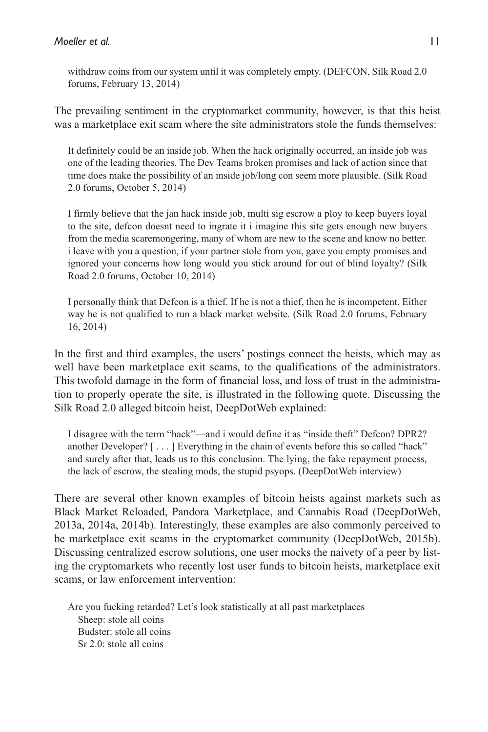> withdraw coins from our system until it was completely empty. (DEFCON, Silk Road 2.0 forums, February 13, 2014)

The prevailing sentiment in the cryptomarket community, however, is that this heist was a marketplace exit scam where the site administrators stole the funds themselves:

> It definitely could be an inside job. When the hack originally occurred, an inside job was one of the leading theories. The Dev Teams broken promises and lack of action since that time does make the possibility of an inside job/long con seem more plausible. (Silk Road 2.0 forums, October 5, 2014)

> I firmly believe that the jan hack inside job, multi sig escrow a ploy to keep buyers loyal to the site, defcon doesnt need to ingrate it i imagine this site gets enough new buyers from the media scaremongering, many of whom are new to the scene and know no better. i leave with you a question, if your partner stole from you, gave you empty promises and ignored your concerns how long would you stick around for out of blind loyalty? (Silk Road 2.0 forums, October 10, 2014)

> I personally think that Defcon is a thief. If he is not a thief, then he is incompetent. Either way he is not qualified to run a black market website. (Silk Road 2.0 forums, February 16, 2014)

In the first and third examples, the users' postings connect the heists, which may as well have been marketplace exit scams, to the qualifications of the administrators. This twofold damage in the form of financial loss, and loss of trust in the administration to properly operate the site, is illustrated in the following quote. Discussing the Silk Road 2.0 alleged bitcoin heist, DeepDotWeb explained:

> I disagree with the term "hack"—and i would define it as "inside theft" Defcon? DPR2? another Developer? [ . . . ] Everything in the chain of events before this so called "hack" and surely after that, leads us to this conclusion. The lying, the fake repayment process, the lack of escrow, the stealing mods, the stupid psyops. (DeepDotWeb interview)

There are several other known examples of bitcoin heists against markets such as Black Market Reloaded, Pandora Marketplace, and Cannabis Road (DeepDotWeb, 2013a, 2014a, 2014b). Interestingly, these examples are also commonly perceived to be marketplace exit scams in the cryptomarket community (DeepDotWeb, 2015b). Discussing centralized escrow solutions, one user mocks the naivety of a peer by listing the cryptomarkets who recently lost user funds to bitcoin heists, marketplace exit scams, or law enforcement intervention:

> Are you fucking retarded? Let's look statistically at all past marketplaces
> Sheep: stole all coins
> Budster: stole all coins
> Sr 2.0: stole all coins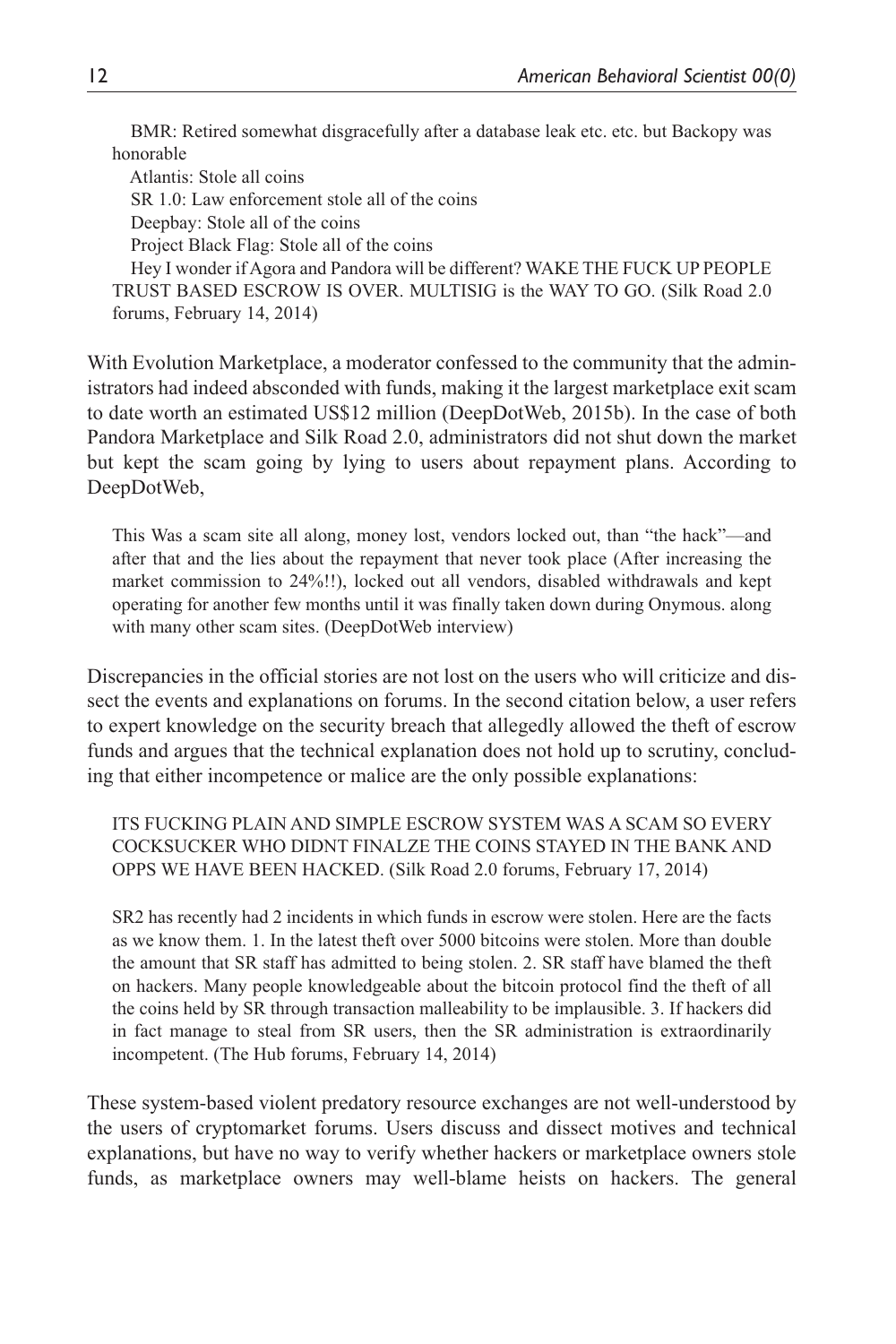BMR: Retired somewhat disgracefully after a database leak etc. etc. but Backopy was honorable

Atlantis: Stole all coins

SR 1.0: Law enforcement stole all of the coins

Deepbay: Stole all of the coins

Project Black Flag: Stole all of the coins

Hey I wonder if Agora and Pandora will be different? WAKE THE FUCK UP PEOPLE TRUST BASED ESCROW IS OVER. MULTISIG is the WAY TO GO. (Silk Road 2.0 forums, February 14, 2014)

With Evolution Marketplace, a moderator confessed to the community that the administrators had indeed absconded with funds, making it the largest marketplace exit scam to date worth an estimated US$12 million (DeepDotWeb, 2015b). In the case of both Pandora Marketplace and Silk Road 2.0, administrators did not shut down the market but kept the scam going by lying to users about repayment plans. According to DeepDotWeb,

> This Was a scam site all along, money lost, vendors locked out, than "the hack"—and after that and the lies about the repayment that never took place (After increasing the market commission to 24%!!), locked out all vendors, disabled withdrawals and kept operating for another few months until it was finally taken down during Onymous. along with many other scam sites. (DeepDotWeb interview)

Discrepancies in the official stories are not lost on the users who will criticize and dissect the events and explanations on forums. In the second citation below, a user refers to expert knowledge on the security breach that allegedly allowed the theft of escrow funds and argues that the technical explanation does not hold up to scrutiny, concluding that either incompetence or malice are the only possible explanations:

> ITS FUCKING PLAIN AND SIMPLE ESCROW SYSTEM WAS A SCAM SO EVERY COCKSUCKER WHO DIDNT FINALZE THE COINS STAYED IN THE BANK AND OPPS WE HAVE BEEN HACKED. (Silk Road 2.0 forums, February 17, 2014)

> SR2 has recently had 2 incidents in which funds in escrow were stolen. Here are the facts as we know them. 1. In the latest theft over 5000 bitcoins were stolen. More than double the amount that SR staff has admitted to being stolen. 2. SR staff have blamed the theft on hackers. Many people knowledgeable about the bitcoin protocol find the theft of all the coins held by SR through transaction malleability to be implausible. 3. If hackers did in fact manage to steal from SR users, then the SR administration is extraordinarily incompetent. (The Hub forums, February 14, 2014)

These system-based violent predatory resource exchanges are not well-understood by the users of cryptomarket forums. Users discuss and dissect motives and technical explanations, but have no way to verify whether hackers or marketplace owners stole funds, as marketplace owners may well-blame heists on hackers. The general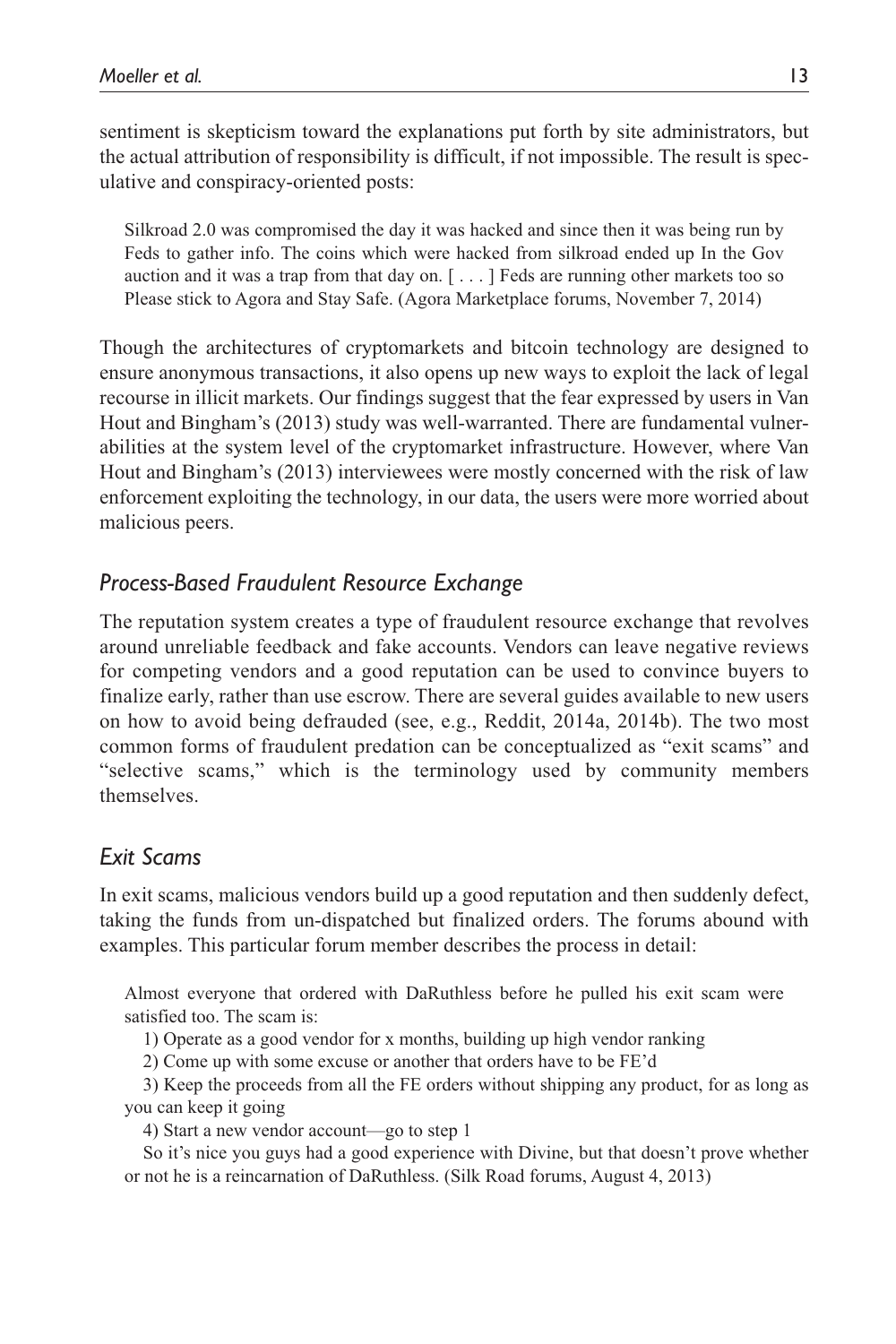sentiment is skepticism toward the explanations put forth by site administrators, but the actual attribution of responsibility is difficult, if not impossible. The result is speculative and conspiracy-oriented posts:

> Silkroad 2.0 was compromised the day it was hacked and since then it was being run by Feds to gather info. The coins which were hacked from silkroad ended up In the Gov auction and it was a trap from that day on. [ . . . ] Feds are running other markets too so Please stick to Agora and Stay Safe. (Agora Marketplace forums, November 7, 2014)

Though the architectures of cryptomarkets and bitcoin technology are designed to ensure anonymous transactions, it also opens up new ways to exploit the lack of legal recourse in illicit markets. Our findings suggest that the fear expressed by users in Van Hout and Bingham's (2013) study was well-warranted. There are fundamental vulnerabilities at the system level of the cryptomarket infrastructure. However, where Van Hout and Bingham's (2013) interviewees were mostly concerned with the risk of law enforcement exploiting the technology, in our data, the users were more worried about malicious peers.

## *Process-Based Fraudulent Resource Exchange*

The reputation system creates a type of fraudulent resource exchange that revolves around unreliable feedback and fake accounts. Vendors can leave negative reviews for competing vendors and a good reputation can be used to convince buyers to finalize early, rather than use escrow. There are several guides available to new users on how to avoid being defrauded (see, e.g., Reddit, 2014a, 2014b). The two most common forms of fraudulent predation can be conceptualized as "exit scams" and "selective scams," which is the terminology used by community members themselves.

## *Exit Scams*

In exit scams, malicious vendors build up a good reputation and then suddenly defect, taking the funds from un-dispatched but finalized orders. The forums abound with examples. This particular forum member describes the process in detail:

> Almost everyone that ordered with DaRuthless before he pulled his exit scam were satisfied too. The scam is:
>
> 1) Operate as a good vendor for x months, building up high vendor ranking
>
> 2) Come up with some excuse or another that orders have to be FE'd
>
> 3) Keep the proceeds from all the FE orders without shipping any product, for as long as you can keep it going
>
> 4) Start a new vendor account—go to step 1
>
> So it's nice you guys had a good experience with Divine, but that doesn't prove whether or not he is a reincarnation of DaRuthless. (Silk Road forums, August 4, 2013)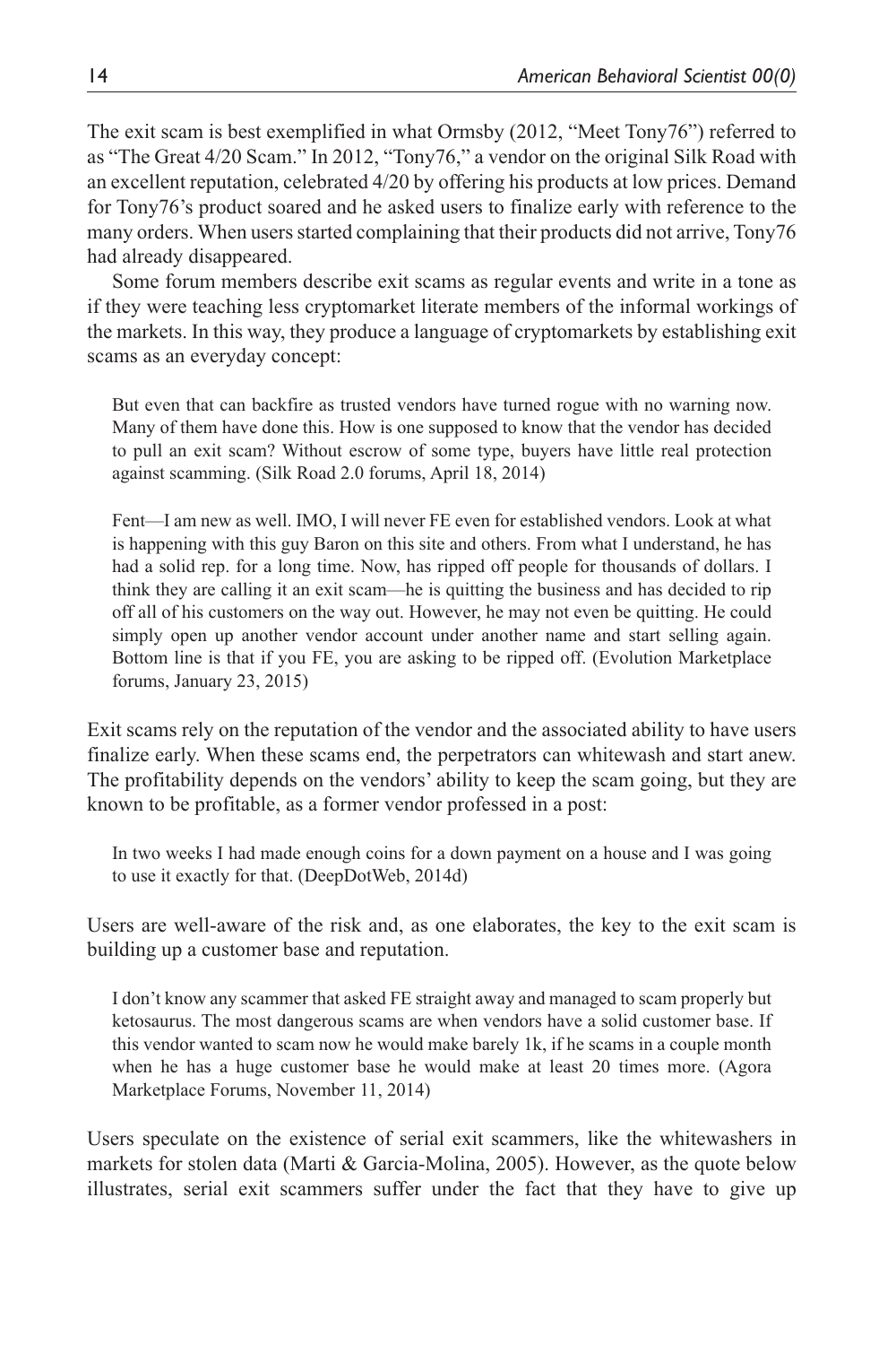The exit scam is best exemplified in what Ormsby (2012, "Meet Tony76") referred to as "The Great 4/20 Scam." In 2012, "Tony76," a vendor on the original Silk Road with an excellent reputation, celebrated 4/20 by offering his products at low prices. Demand for Tony76's product soared and he asked users to finalize early with reference to the many orders. When users started complaining that their products did not arrive, Tony76 had already disappeared.

Some forum members describe exit scams as regular events and write in a tone as if they were teaching less cryptomarket literate members of the informal workings of the markets. In this way, they produce a language of cryptomarkets by establishing exit scams as an everyday concept:

> But even that can backfire as trusted vendors have turned rogue with no warning now. Many of them have done this. How is one supposed to know that the vendor has decided to pull an exit scam? Without escrow of some type, buyers have little real protection against scamming. (Silk Road 2.0 forums, April 18, 2014)

> Fent—I am new as well. IMO, I will never FE even for established vendors. Look at what is happening with this guy Baron on this site and others. From what I understand, he has had a solid rep. for a long time. Now, has ripped off people for thousands of dollars. I think they are calling it an exit scam—he is quitting the business and has decided to rip off all of his customers on the way out. However, he may not even be quitting. He could simply open up another vendor account under another name and start selling again. Bottom line is that if you FE, you are asking to be ripped off. (Evolution Marketplace forums, January 23, 2015)

Exit scams rely on the reputation of the vendor and the associated ability to have users finalize early. When these scams end, the perpetrators can whitewash and start anew. The profitability depends on the vendors' ability to keep the scam going, but they are known to be profitable, as a former vendor professed in a post:

> In two weeks I had made enough coins for a down payment on a house and I was going to use it exactly for that. (DeepDotWeb, 2014d)

Users are well-aware of the risk and, as one elaborates, the key to the exit scam is building up a customer base and reputation.

> I don't know any scammer that asked FE straight away and managed to scam properly but ketosaurus. The most dangerous scams are when vendors have a solid customer base. If this vendor wanted to scam now he would make barely 1k, if he scams in a couple month when he has a huge customer base he would make at least 20 times more. (Agora Marketplace Forums, November 11, 2014)

Users speculate on the existence of serial exit scammers, like the whitewashers in markets for stolen data (Marti & Garcia-Molina, 2005). However, as the quote below illustrates, serial exit scammers suffer under the fact that they have to give up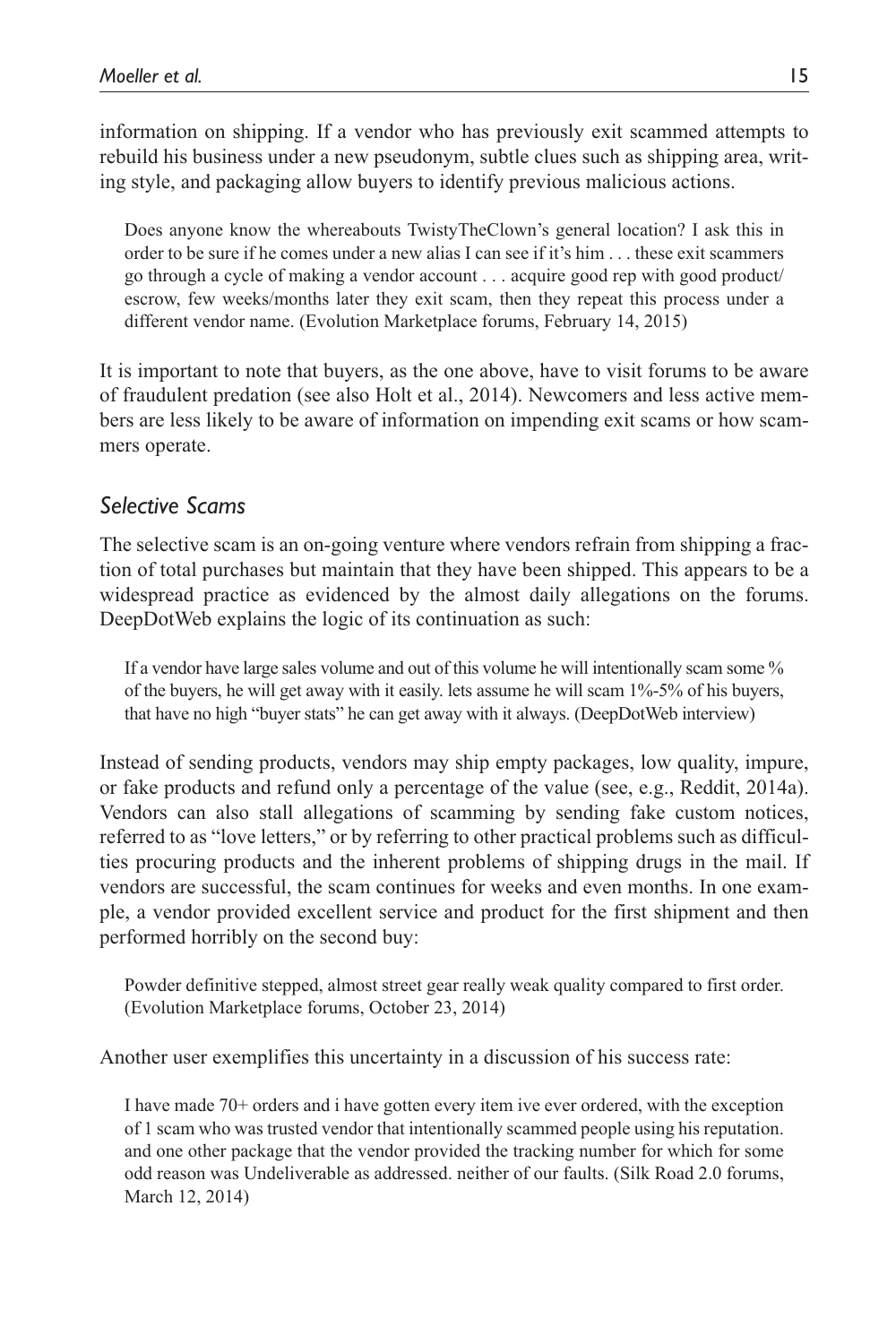information on shipping. If a vendor who has previously exit scammed attempts to rebuild his business under a new pseudonym, subtle clues such as shipping area, writing style, and packaging allow buyers to identify previous malicious actions.

> Does anyone know the whereabouts TwistyTheClown's general location? I ask this in order to be sure if he comes under a new alias I can see if it's him . . . these exit scammers go through a cycle of making a vendor account . . . acquire good rep with good product/escrow, few weeks/months later they exit scam, then they repeat this process under a different vendor name. (Evolution Marketplace forums, February 14, 2015)

It is important to note that buyers, as the one above, have to visit forums to be aware of fraudulent predation (see also Holt et al., 2014). Newcomers and less active members are less likely to be aware of information on impending exit scams or how scammers operate.

### *Selective Scams*

The selective scam is an on-going venture where vendors refrain from shipping a fraction of total purchases but maintain that they have been shipped. This appears to be a widespread practice as evidenced by the almost daily allegations on the forums. DeepDotWeb explains the logic of its continuation as such:

> If a vendor have large sales volume and out of this volume he will intentionally scam some % of the buyers, he will get away with it easily. lets assume he will scam 1%-5% of his buyers, that have no high "buyer stats" he can get away with it always. (DeepDotWeb interview)

Instead of sending products, vendors may ship empty packages, low quality, impure, or fake products and refund only a percentage of the value (see, e.g., Reddit, 2014a). Vendors can also stall allegations of scamming by sending fake custom notices, referred to as "love letters," or by referring to other practical problems such as difficulties procuring products and the inherent problems of shipping drugs in the mail. If vendors are successful, the scam continues for weeks and even months. In one example, a vendor provided excellent service and product for the first shipment and then performed horribly on the second buy:

> Powder definitive stepped, almost street gear really weak quality compared to first order. (Evolution Marketplace forums, October 23, 2014)

Another user exemplifies this uncertainty in a discussion of his success rate:

> I have made 70+ orders and i have gotten every item ive ever ordered, with the exception of 1 scam who was trusted vendor that intentionally scammed people using his reputation. and one other package that the vendor provided the tracking number for which for some odd reason was Undeliverable as addressed. neither of our faults. (Silk Road 2.0 forums, March 12, 2014)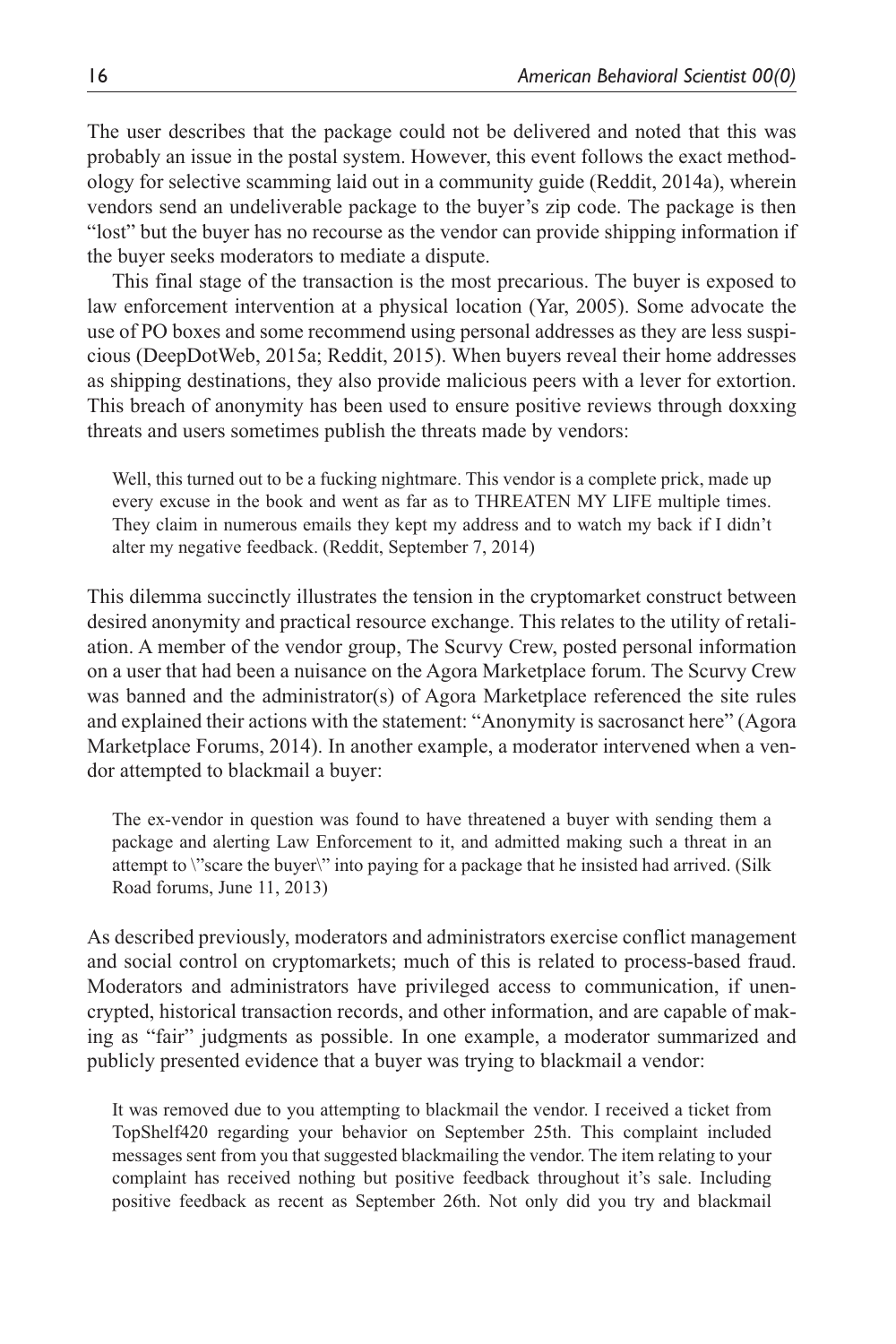The user describes that the package could not be delivered and noted that this was probably an issue in the postal system. However, this event follows the exact methodology for selective scamming laid out in a community guide (Reddit, 2014a), wherein vendors send an undeliverable package to the buyer's zip code. The package is then "lost" but the buyer has no recourse as the vendor can provide shipping information if the buyer seeks moderators to mediate a dispute.

This final stage of the transaction is the most precarious. The buyer is exposed to law enforcement intervention at a physical location (Yar, 2005). Some advocate the use of PO boxes and some recommend using personal addresses as they are less suspicious (DeepDotWeb, 2015a; Reddit, 2015). When buyers reveal their home addresses as shipping destinations, they also provide malicious peers with a lever for extortion. This breach of anonymity has been used to ensure positive reviews through doxxing threats and users sometimes publish the threats made by vendors:

> Well, this turned out to be a fucking nightmare. This vendor is a complete prick, made up every excuse in the book and went as far as to THREATEN MY LIFE multiple times. They claim in numerous emails they kept my address and to watch my back if I didn't alter my negative feedback. (Reddit, September 7, 2014)

This dilemma succinctly illustrates the tension in the cryptomarket construct between desired anonymity and practical resource exchange. This relates to the utility of retaliation. A member of the vendor group, The Scurvy Crew, posted personal information on a user that had been a nuisance on the Agora Marketplace forum. The Scurvy Crew was banned and the administrator(s) of Agora Marketplace referenced the site rules and explained their actions with the statement: "Anonymity is sacrosanct here" (Agora Marketplace Forums, 2014). In another example, a moderator intervened when a vendor attempted to blackmail a buyer:

> The ex-vendor in question was found to have threatened a buyer with sending them a package and alerting Law Enforcement to it, and admitted making such a threat in an attempt to \"scare the buyer\" into paying for a package that he insisted had arrived. (Silk Road forums, June 11, 2013)

As described previously, moderators and administrators exercise conflict management and social control on cryptomarkets; much of this is related to process-based fraud. Moderators and administrators have privileged access to communication, if unencrypted, historical transaction records, and other information, and are capable of making as "fair" judgments as possible. In one example, a moderator summarized and publicly presented evidence that a buyer was trying to blackmail a vendor:

> It was removed due to you attempting to blackmail the vendor. I received a ticket from TopShelf420 regarding your behavior on September 25th. This complaint included messages sent from you that suggested blackmailing the vendor. The item relating to your complaint has received nothing but positive feedback throughout it's sale. Including positive feedback as recent as September 26th. Not only did you try and blackmail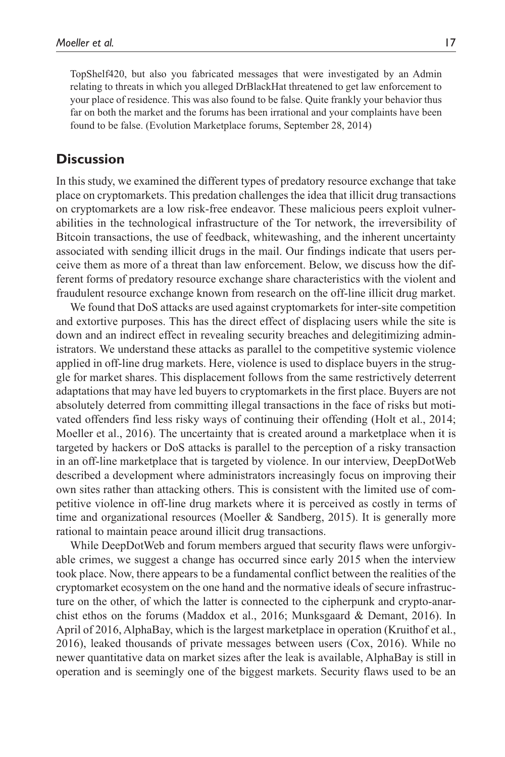TopShelf420, but also you fabricated messages that were investigated by an Admin relating to threats in which you alleged DrBlackHat threatened to get law enforcement to your place of residence. This was also found to be false. Quite frankly your behavior thus far on both the market and the forums has been irrational and your complaints have been found to be false. (Evolution Marketplace forums, September 28, 2014)

## Discussion

In this study, we examined the different types of predatory resource exchange that take place on cryptomarkets. This predation challenges the idea that illicit drug transactions on cryptomarkets are a low risk-free endeavor. These malicious peers exploit vulnerabilities in the technological infrastructure of the Tor network, the irreversibility of Bitcoin transactions, the use of feedback, whitewashing, and the inherent uncertainty associated with sending illicit drugs in the mail. Our findings indicate that users perceive them as more of a threat than law enforcement. Below, we discuss how the different forms of predatory resource exchange share characteristics with the violent and fraudulent resource exchange known from research on the off-line illicit drug market.

We found that DoS attacks are used against cryptomarkets for inter-site competition and extortive purposes. This has the direct effect of displacing users while the site is down and an indirect effect in revealing security breaches and delegitimizing administrators. We understand these attacks as parallel to the competitive systemic violence applied in off-line drug markets. Here, violence is used to displace buyers in the struggle for market shares. This displacement follows from the same restrictively deterrent adaptations that may have led buyers to cryptomarkets in the first place. Buyers are not absolutely deterred from committing illegal transactions in the face of risks but motivated offenders find less risky ways of continuing their offending (Holt et al., 2014; Moeller et al., 2016). The uncertainty that is created around a marketplace when it is targeted by hackers or DoS attacks is parallel to the perception of a risky transaction in an off-line marketplace that is targeted by violence. In our interview, DeepDotWeb described a development where administrators increasingly focus on improving their own sites rather than attacking others. This is consistent with the limited use of competitive violence in off-line drug markets where it is perceived as costly in terms of time and organizational resources (Moeller & Sandberg, 2015). It is generally more rational to maintain peace around illicit drug transactions.

While DeepDotWeb and forum members argued that security flaws were unforgivable crimes, we suggest a change has occurred since early 2015 when the interview took place. Now, there appears to be a fundamental conflict between the realities of the cryptomarket ecosystem on the one hand and the normative ideals of secure infrastructure on the other, of which the latter is connected to the cipherpunk and crypto-anarchist ethos on the forums (Maddox et al., 2016; Munksgaard & Demant, 2016). In April of 2016, AlphaBay, which is the largest marketplace in operation (Kruithof et al., 2016), leaked thousands of private messages between users (Cox, 2016). While no newer quantitative data on market sizes after the leak is available, AlphaBay is still in operation and is seemingly one of the biggest markets. Security flaws used to be an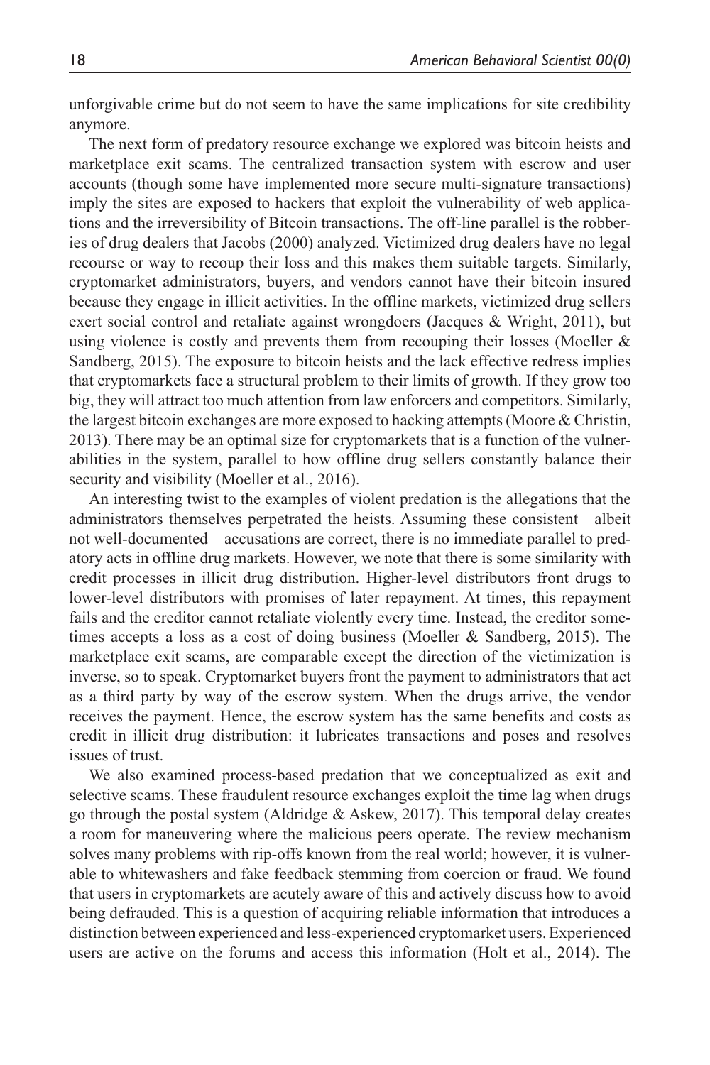unforgivable crime but do not seem to have the same implications for site credibility anymore.

The next form of predatory resource exchange we explored was bitcoin heists and marketplace exit scams. The centralized transaction system with escrow and user accounts (though some have implemented more secure multi-signature transactions) imply the sites are exposed to hackers that exploit the vulnerability of web applications and the irreversibility of Bitcoin transactions. The off-line parallel is the robberies of drug dealers that Jacobs (2000) analyzed. Victimized drug dealers have no legal recourse or way to recoup their loss and this makes them suitable targets. Similarly, cryptomarket administrators, buyers, and vendors cannot have their bitcoin insured because they engage in illicit activities. In the offline markets, victimized drug sellers exert social control and retaliate against wrongdoers (Jacques & Wright, 2011), but using violence is costly and prevents them from recouping their losses (Moeller & Sandberg, 2015). The exposure to bitcoin heists and the lack effective redress implies that cryptomarkets face a structural problem to their limits of growth. If they grow too big, they will attract too much attention from law enforcers and competitors. Similarly, the largest bitcoin exchanges are more exposed to hacking attempts (Moore & Christin, 2013). There may be an optimal size for cryptomarkets that is a function of the vulnerabilities in the system, parallel to how offline drug sellers constantly balance their security and visibility (Moeller et al., 2016).

An interesting twist to the examples of violent predation is the allegations that the administrators themselves perpetrated the heists. Assuming these consistent—albeit not well-documented—accusations are correct, there is no immediate parallel to predatory acts in offline drug markets. However, we note that there is some similarity with credit processes in illicit drug distribution. Higher-level distributors front drugs to lower-level distributors with promises of later repayment. At times, this repayment fails and the creditor cannot retaliate violently every time. Instead, the creditor sometimes accepts a loss as a cost of doing business (Moeller & Sandberg, 2015). The marketplace exit scams, are comparable except the direction of the victimization is inverse, so to speak. Cryptomarket buyers front the payment to administrators that act as a third party by way of the escrow system. When the drugs arrive, the vendor receives the payment. Hence, the escrow system has the same benefits and costs as credit in illicit drug distribution: it lubricates transactions and poses and resolves issues of trust.

We also examined process-based predation that we conceptualized as exit and selective scams. These fraudulent resource exchanges exploit the time lag when drugs go through the postal system (Aldridge & Askew, 2017). This temporal delay creates a room for maneuvering where the malicious peers operate. The review mechanism solves many problems with rip-offs known from the real world; however, it is vulnerable to whitewashers and fake feedback stemming from coercion or fraud. We found that users in cryptomarkets are acutely aware of this and actively discuss how to avoid being defrauded. This is a question of acquiring reliable information that introduces a distinction between experienced and less-experienced cryptomarket users. Experienced users are active on the forums and access this information (Holt et al., 2014). The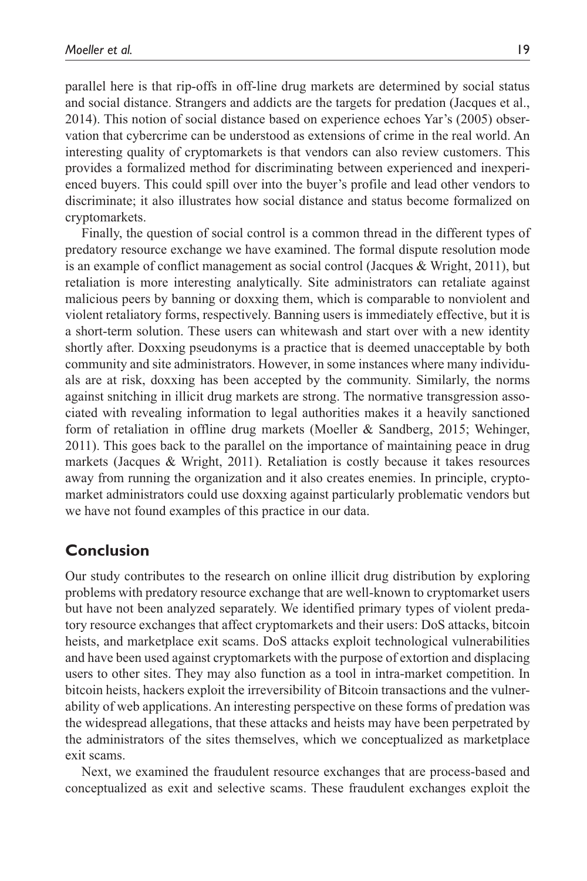parallel here is that rip-offs in off-line drug markets are determined by social status and social distance. Strangers and addicts are the targets for predation (Jacques et al., 2014). This notion of social distance based on experience echoes Yar's (2005) observation that cybercrime can be understood as extensions of crime in the real world. An interesting quality of cryptomarkets is that vendors can also review customers. This provides a formalized method for discriminating between experienced and inexperienced buyers. This could spill over into the buyer's profile and lead other vendors to discriminate; it also illustrates how social distance and status become formalized on cryptomarkets.

Finally, the question of social control is a common thread in the different types of predatory resource exchange we have examined. The formal dispute resolution mode is an example of conflict management as social control (Jacques & Wright, 2011), but retaliation is more interesting analytically. Site administrators can retaliate against malicious peers by banning or doxxing them, which is comparable to nonviolent and violent retaliatory forms, respectively. Banning users is immediately effective, but it is a short-term solution. These users can whitewash and start over with a new identity shortly after. Doxxing pseudonyms is a practice that is deemed unacceptable by both community and site administrators. However, in some instances where many individuals are at risk, doxxing has been accepted by the community. Similarly, the norms against snitching in illicit drug markets are strong. The normative transgression associated with revealing information to legal authorities makes it a heavily sanctioned form of retaliation in offline drug markets (Moeller & Sandberg, 2015; Wehinger, 2011). This goes back to the parallel on the importance of maintaining peace in drug markets (Jacques & Wright, 2011). Retaliation is costly because it takes resources away from running the organization and it also creates enemies. In principle, cryptomarket administrators could use doxxing against particularly problematic vendors but we have not found examples of this practice in our data.

## Conclusion

Our study contributes to the research on online illicit drug distribution by exploring problems with predatory resource exchange that are well-known to cryptomarket users but have not been analyzed separately. We identified primary types of violent predatory resource exchanges that affect cryptomarkets and their users: DoS attacks, bitcoin heists, and marketplace exit scams. DoS attacks exploit technological vulnerabilities and have been used against cryptomarkets with the purpose of extortion and displacing users to other sites. They may also function as a tool in intra-market competition. In bitcoin heists, hackers exploit the irreversibility of Bitcoin transactions and the vulnerability of web applications. An interesting perspective on these forms of predation was the widespread allegations, that these attacks and heists may have been perpetrated by the administrators of the sites themselves, which we conceptualized as marketplace exit scams.

Next, we examined the fraudulent resource exchanges that are process-based and conceptualized as exit and selective scams. These fraudulent exchanges exploit the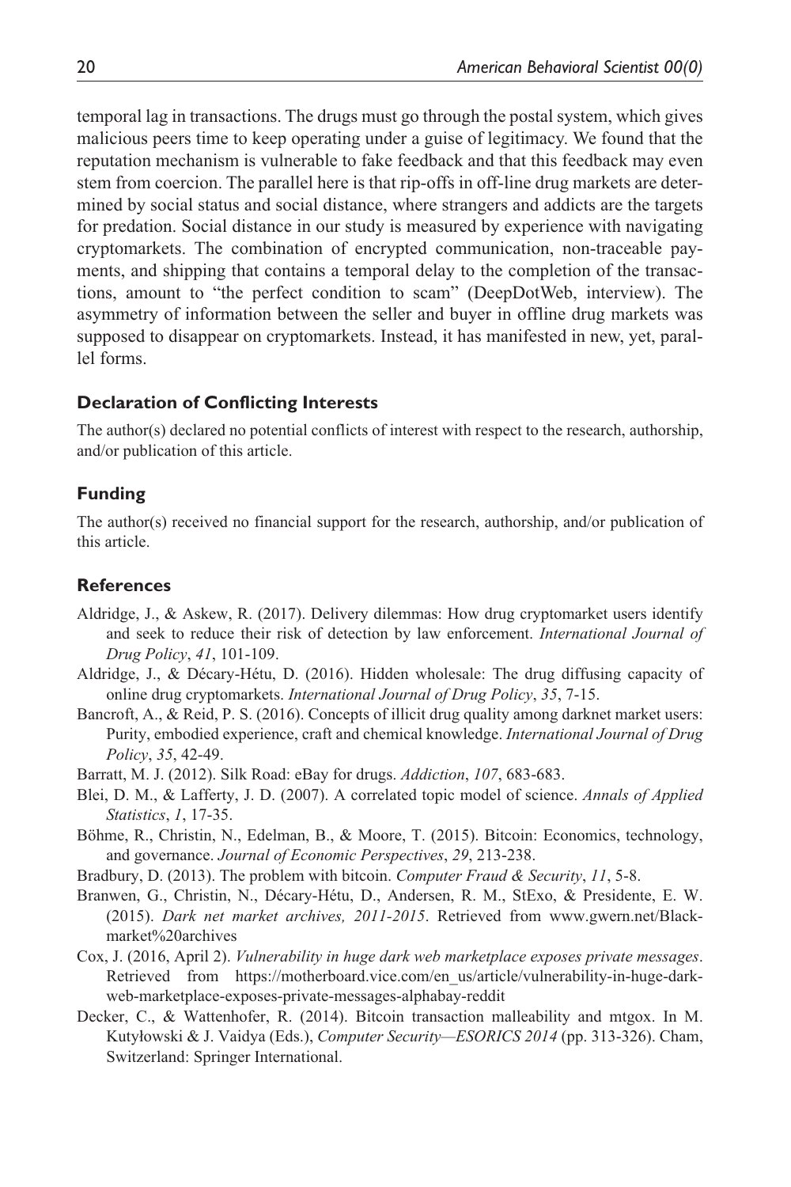temporal lag in transactions. The drugs must go through the postal system, which gives malicious peers time to keep operating under a guise of legitimacy. We found that the reputation mechanism is vulnerable to fake feedback and that this feedback may even stem from coercion. The parallel here is that rip-offs in off-line drug markets are determined by social status and social distance, where strangers and addicts are the targets for predation. Social distance in our study is measured by experience with navigating cryptomarkets. The combination of encrypted communication, non-traceable payments, and shipping that contains a temporal delay to the completion of the transactions, amount to "the perfect condition to scam" (DeepDotWeb, interview). The asymmetry of information between the seller and buyer in offline drug markets was supposed to disappear on cryptomarkets. Instead, it has manifested in new, yet, parallel forms.

### Declaration of Conflicting Interests

The author(s) declared no potential conflicts of interest with respect to the research, authorship, and/or publication of this article.

### Funding

The author(s) received no financial support for the research, authorship, and/or publication of this article.

### References

Aldridge, J., & Askew, R. (2017). Delivery dilemmas: How drug cryptomarket users identify and seek to reduce their risk of detection by law enforcement. *International Journal of Drug Policy*, *41*, 101-109.

Aldridge, J., & Décary-Hétu, D. (2016). Hidden wholesale: The drug diffusing capacity of online drug cryptomarkets. *International Journal of Drug Policy*, *35*, 7-15.

Bancroft, A., & Reid, P. S. (2016). Concepts of illicit drug quality among darknet market users: Purity, embodied experience, craft and chemical knowledge. *International Journal of Drug Policy*, *35*, 42-49.

Barratt, M. J. (2012). Silk Road: eBay for drugs. *Addiction*, *107*, 683-683.

Blei, D. M., & Lafferty, J. D. (2007). A correlated topic model of science. *Annals of Applied Statistics*, *1*, 17-35.

Böhme, R., Christin, N., Edelman, B., & Moore, T. (2015). Bitcoin: Economics, technology, and governance. *Journal of Economic Perspectives*, *29*, 213-238.

Bradbury, D. (2013). The problem with bitcoin. *Computer Fraud & Security*, *11*, 5-8.

Branwen, G., Christin, N., Décary-Hétu, D., Andersen, R. M., StExo, & Presidente, E. W. (2015). *Dark net market archives, 2011-2015*. Retrieved from www.gwern.net/Black-market%20archives

Cox, J. (2016, April 2). *Vulnerability in huge dark web marketplace exposes private messages*. Retrieved from https://motherboard.vice.com/en_us/article/vulnerability-in-huge-dark-web-marketplace-exposes-private-messages-alphabay-reddit

Decker, C., & Wattenhofer, R. (2014). Bitcoin transaction malleability and mtgox. In M. Kutyłowski & J. Vaidya (Eds.), *Computer Security—ESORICS 2014* (pp. 313-326). Cham, Switzerland: Springer International.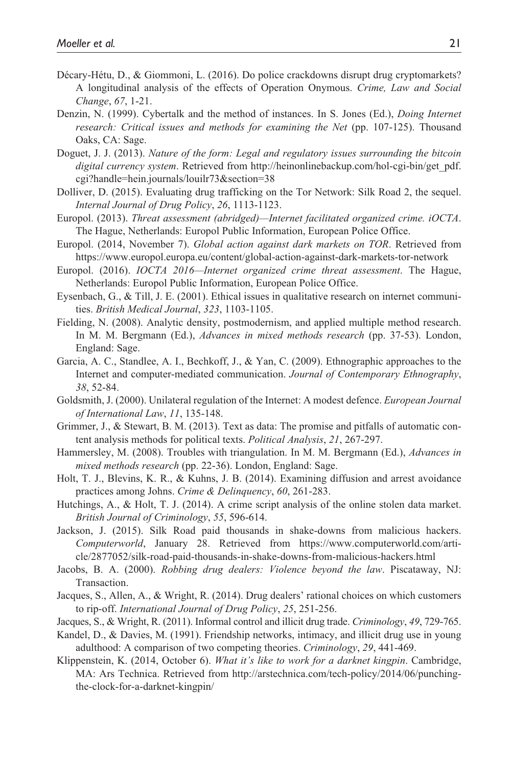Décary-Hétu, D., & Giommoni, L. (2016). Do police crackdowns disrupt drug cryptomarkets? A longitudinal analysis of the effects of Operation Onymous. *Crime, Law and Social Change*, *67*, 1-21.

Denzin, N. (1999). Cybertalk and the method of instances. In S. Jones (Ed.), *Doing Internet research: Critical issues and methods for examining the Net* (pp. 107-125). Thousand Oaks, CA: Sage.

Doguet, J. J. (2013). *Nature of the form: Legal and regulatory issues surrounding the bitcoin digital currency system*. Retrieved from http://heinonlinebackup.com/hol-cgi-bin/get_pdf.cgi?handle=hein.journals/louilr73&section=38

Dolliver, D. (2015). Evaluating drug trafficking on the Tor Network: Silk Road 2, the sequel. *Internal Journal of Drug Policy*, *26*, 1113-1123.

Europol. (2013). *Threat assessment (abridged)—Internet facilitated organized crime. iOCTA*. The Hague, Netherlands: Europol Public Information, European Police Office.

Europol. (2014, November 7). *Global action against dark markets on TOR*. Retrieved from https://www.europol.europa.eu/content/global-action-against-dark-markets-tor-network

Europol. (2016). *IOCTA 2016—Internet organized crime threat assessment*. The Hague, Netherlands: Europol Public Information, European Police Office.

Eysenbach, G., & Till, J. E. (2001). Ethical issues in qualitative research on internet communities. *British Medical Journal*, *323*, 1103-1105.

Fielding, N. (2008). Analytic density, postmodernism, and applied multiple method research. In M. M. Bergmann (Ed.), *Advances in mixed methods research* (pp. 37-53). London, England: Sage.

Garcia, A. C., Standlee, A. I., Bechkoff, J., & Yan, C. (2009). Ethnographic approaches to the Internet and computer-mediated communication. *Journal of Contemporary Ethnography*, *38*, 52-84.

Goldsmith, J. (2000). Unilateral regulation of the Internet: A modest defence. *European Journal of International Law*, *11*, 135-148.

Grimmer, J., & Stewart, B. M. (2013). Text as data: The promise and pitfalls of automatic content analysis methods for political texts. *Political Analysis*, *21*, 267-297.

Hammersley, M. (2008). Troubles with triangulation. In M. M. Bergmann (Ed.), *Advances in mixed methods research* (pp. 22-36). London, England: Sage.

Holt, T. J., Blevins, K. R., & Kuhns, J. B. (2014). Examining diffusion and arrest avoidance practices among Johns. *Crime & Delinquency*, *60*, 261-283.

Hutchings, A., & Holt, T. J. (2014). A crime script analysis of the online stolen data market. *British Journal of Criminology*, *55*, 596-614.

Jackson, J. (2015). Silk Road paid thousands in shake-downs from malicious hackers. *Computerworld*, January 28. Retrieved from https://www.computerworld.com/article/2877052/silk-road-paid-thousands-in-shake-downs-from-malicious-hackers.html

Jacobs, B. A. (2000). *Robbing drug dealers: Violence beyond the law*. Piscataway, NJ: Transaction.

Jacques, S., Allen, A., & Wright, R. (2014). Drug dealers' rational choices on which customers to rip-off. *International Journal of Drug Policy*, *25*, 251-256.

Jacques, S., & Wright, R. (2011). Informal control and illicit drug trade. *Criminology*, *49*, 729-765.

Kandel, D., & Davies, M. (1991). Friendship networks, intimacy, and illicit drug use in young adulthood: A comparison of two competing theories. *Criminology*, *29*, 441-469.

Klippenstein, K. (2014, October 6). *What it's like to work for a darknet kingpin*. Cambridge, MA: Ars Technica. Retrieved from http://arstechnica.com/tech-policy/2014/06/punching-the-clock-for-a-darknet-kingpin/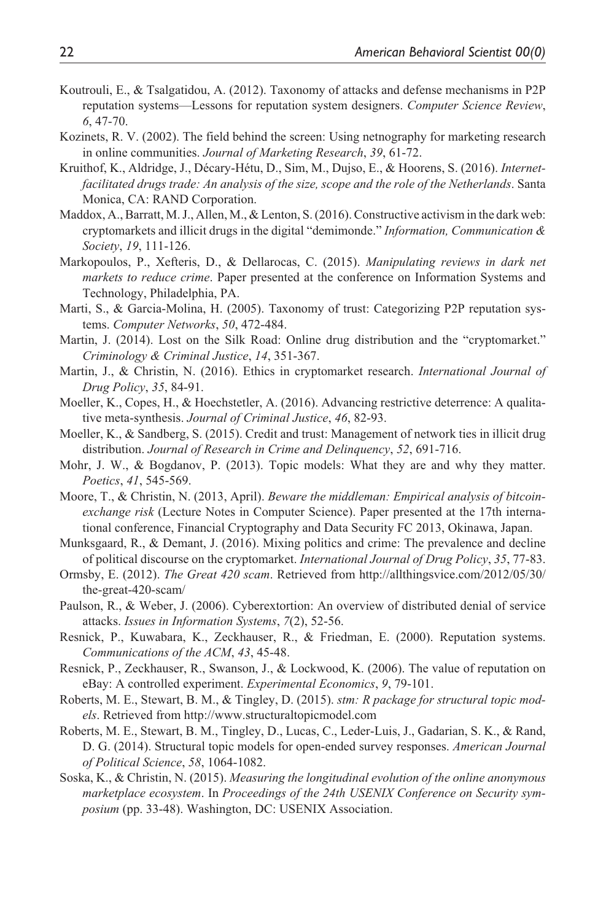Koutrouli, E., & Tsalgatidou, A. (2012). Taxonomy of attacks and defense mechanisms in P2P reputation systems—Lessons for reputation system designers. *Computer Science Review*, *6*, 47-70.

Kozinets, R. V. (2002). The field behind the screen: Using netnography for marketing research in online communities. *Journal of Marketing Research*, *39*, 61-72.

Kruithof, K., Aldridge, J., Décary-Hétu, D., Sim, M., Dujso, E., & Hoorens, S. (2016). *Internet-facilitated drugs trade: An analysis of the size, scope and the role of the Netherlands*. Santa Monica, CA: RAND Corporation.

Maddox, A., Barratt, M. J., Allen, M., & Lenton, S. (2016). Constructive activism in the dark web: cryptomarkets and illicit drugs in the digital "demimonde." *Information, Communication & Society*, *19*, 111-126.

Markopoulos, P., Xefteris, D., & Dellarocas, C. (2015). *Manipulating reviews in dark net markets to reduce crime*. Paper presented at the conference on Information Systems and Technology, Philadelphia, PA.

Marti, S., & Garcia-Molina, H. (2005). Taxonomy of trust: Categorizing P2P reputation systems. *Computer Networks*, *50*, 472-484.

Martin, J. (2014). Lost on the Silk Road: Online drug distribution and the "cryptomarket." *Criminology & Criminal Justice*, *14*, 351-367.

Martin, J., & Christin, N. (2016). Ethics in cryptomarket research. *International Journal of Drug Policy*, *35*, 84-91.

Moeller, K., Copes, H., & Hoechstetler, A. (2016). Advancing restrictive deterrence: A qualitative meta-synthesis. *Journal of Criminal Justice*, *46*, 82-93.

Moeller, K., & Sandberg, S. (2015). Credit and trust: Management of network ties in illicit drug distribution. *Journal of Research in Crime and Delinquency*, *52*, 691-716.

Mohr, J. W., & Bogdanov, P. (2013). Topic models: What they are and why they matter. *Poetics*, *41*, 545-569.

Moore, T., & Christin, N. (2013, April). *Beware the middleman: Empirical analysis of bitcoin-exchange risk* (Lecture Notes in Computer Science). Paper presented at the 17th international conference, Financial Cryptography and Data Security FC 2013, Okinawa, Japan.

Munksgaard, R., & Demant, J. (2016). Mixing politics and crime: The prevalence and decline of political discourse on the cryptomarket. *International Journal of Drug Policy*, *35*, 77-83.

Ormsby, E. (2012). *The Great 420 scam*. Retrieved from http://allthingsvice.com/2012/05/30/the-great-420-scam/

Paulson, R., & Weber, J. (2006). Cyberextortion: An overview of distributed denial of service attacks. *Issues in Information Systems*, *7*(2), 52-56.

Resnick, P., Kuwabara, K., Zeckhauser, R., & Friedman, E. (2000). Reputation systems. *Communications of the ACM*, *43*, 45-48.

Resnick, P., Zeckhauser, R., Swanson, J., & Lockwood, K. (2006). The value of reputation on eBay: A controlled experiment. *Experimental Economics*, *9*, 79-101.

Roberts, M. E., Stewart, B. M., & Tingley, D. (2015). *stm: R package for structural topic models*. Retrieved from http://www.structuraltopicmodel.com

Roberts, M. E., Stewart, B. M., Tingley, D., Lucas, C., Leder-Luis, J., Gadarian, S. K., & Rand, D. G. (2014). Structural topic models for open-ended survey responses. *American Journal of Political Science*, *58*, 1064-1082.

Soska, K., & Christin, N. (2015). *Measuring the longitudinal evolution of the online anonymous marketplace ecosystem*. In *Proceedings of the 24th USENIX Conference on Security symposium* (pp. 33-48). Washington, DC: USENIX Association.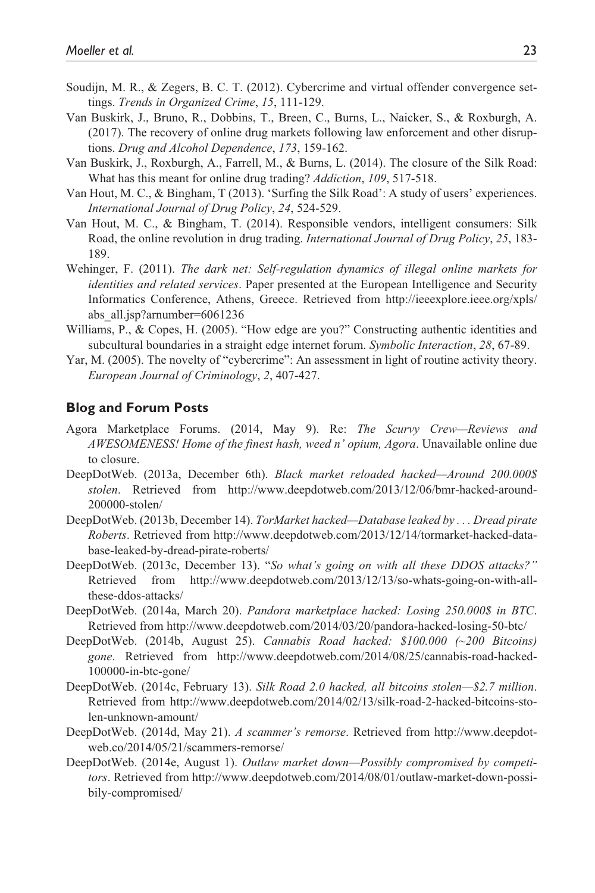Soudijn, M. R., & Zegers, B. C. T. (2012). Cybercrime and virtual offender convergence settings. *Trends in Organized Crime*, *15*, 111-129.

Van Buskirk, J., Bruno, R., Dobbins, T., Breen, C., Burns, L., Naicker, S., & Roxburgh, A. (2017). The recovery of online drug markets following law enforcement and other disruptions. *Drug and Alcohol Dependence*, *173*, 159-162.

Van Buskirk, J., Roxburgh, A., Farrell, M., & Burns, L. (2014). The closure of the Silk Road: What has this meant for online drug trading? *Addiction*, *109*, 517-518.

Van Hout, M. C., & Bingham, T (2013). 'Surfing the Silk Road': A study of users' experiences. *International Journal of Drug Policy*, *24*, 524-529.

Van Hout, M. C., & Bingham, T. (2014). Responsible vendors, intelligent consumers: Silk Road, the online revolution in drug trading. *International Journal of Drug Policy*, *25*, 183-189.

Wehinger, F. (2011). *The dark net: Self-regulation dynamics of illegal online markets for identities and related services*. Paper presented at the European Intelligence and Security Informatics Conference, Athens, Greece. Retrieved from http://ieeexplore.ieee.org/xpls/abs_all.jsp?arnumber=6061236

Williams, P., & Copes, H. (2005). "How edge are you?" Constructing authentic identities and subcultural boundaries in a straight edge internet forum. *Symbolic Interaction*, *28*, 67-89.

Yar, M. (2005). The novelty of "cybercrime": An assessment in light of routine activity theory. *European Journal of Criminology*, *2*, 407-427.

## Blog and Forum Posts

Agora Marketplace Forums. (2014, May 9). Re: *The Scurvy Crew—Reviews and AWESOMENESS! Home of the finest hash, weed n' opium, Agora*. Unavailable online due to closure.

DeepDotWeb. (2013a, December 6th). *Black market reloaded hacked—Around 200.000$ stolen*. Retrieved from http://www.deepdotweb.com/2013/12/06/bmr-hacked-around-200000-stolen/

DeepDotWeb. (2013b, December 14). *TorMarket hacked—Database leaked by . . . Dread pirate Roberts*. Retrieved from http://www.deepdotweb.com/2013/12/14/tormarket-hacked-database-leaked-by-dread-pirate-roberts/

DeepDotWeb. (2013c, December 13). "*So what's going on with all these DDOS attacks?"* Retrieved from http://www.deepdotweb.com/2013/12/13/so-whats-going-on-with-all-these-ddos-attacks/

DeepDotWeb. (2014a, March 20). *Pandora marketplace hacked: Losing 250.000$ in BTC*. Retrieved from http://www.deepdotweb.com/2014/03/20/pandora-hacked-losing-50-btc/

DeepDotWeb. (2014b, August 25). *Cannabis Road hacked: $100.000 (~200 Bitcoins) gone*. Retrieved from http://www.deepdotweb.com/2014/08/25/cannabis-road-hacked-100000-in-btc-gone/

DeepDotWeb. (2014c, February 13). *Silk Road 2.0 hacked, all bitcoins stolen—$2.7 million*. Retrieved from http://www.deepdotweb.com/2014/02/13/silk-road-2-hacked-bitcoins-stolen-unknown-amount/

DeepDotWeb. (2014d, May 21). *A scammer's remorse*. Retrieved from http://www.deepdotweb.co/2014/05/21/scammers-remorse/

DeepDotWeb. (2014e, August 1). *Outlaw market down—Possibly compromised by competitors*. Retrieved from http://www.deepdotweb.com/2014/08/01/outlaw-market-down-possibily-compromised/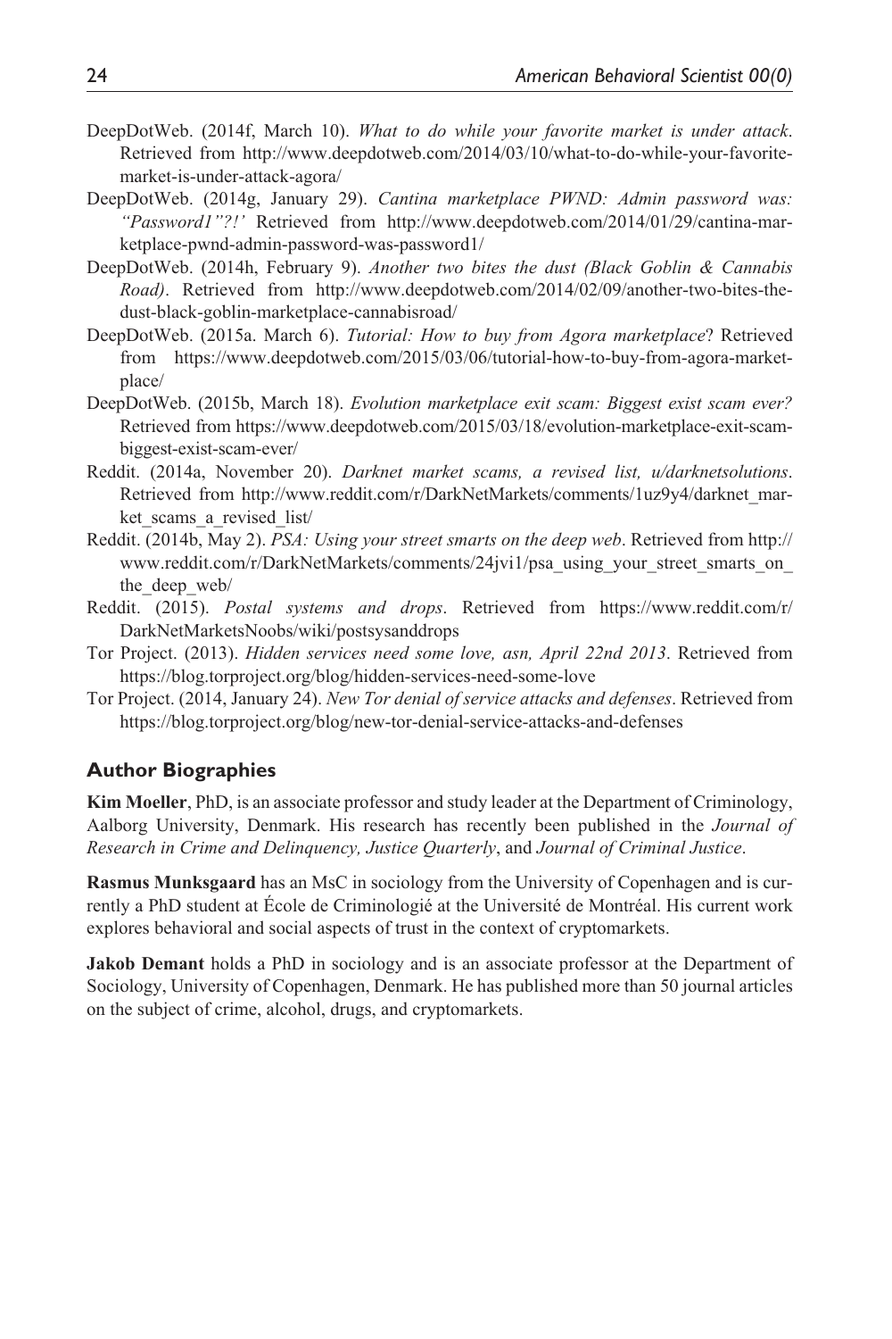DeepDotWeb. (2014f, March 10). *What to do while your favorite market is under attack*. Retrieved from http://www.deepdotweb.com/2014/03/10/what-to-do-while-your-favorite-market-is-under-attack-agora/

DeepDotWeb. (2014g, January 29). *Cantina marketplace PWND: Admin password was: "Password1"?!'* Retrieved from http://www.deepdotweb.com/2014/01/29/cantina-marketplace-pwnd-admin-password-was-password1/

DeepDotWeb. (2014h, February 9). *Another two bites the dust (Black Goblin & Cannabis Road)*. Retrieved from http://www.deepdotweb.com/2014/02/09/another-two-bites-the-dust-black-goblin-marketplace-cannabisroad/

DeepDotWeb. (2015a. March 6). *Tutorial: How to buy from Agora marketplace*? Retrieved from https://www.deepdotweb.com/2015/03/06/tutorial-how-to-buy-from-agora-marketplace/

DeepDotWeb. (2015b, March 18). *Evolution marketplace exit scam: Biggest exist scam ever?* Retrieved from https://www.deepdotweb.com/2015/03/18/evolution-marketplace-exit-scam-biggest-exist-scam-ever/

Reddit. (2014a, November 20). *Darknet market scams, a revised list, u/darknetsolutions*. Retrieved from http://www.reddit.com/r/DarkNetMarkets/comments/1uz9y4/darknet_market_scams_a_revised_list/

Reddit. (2014b, May 2). *PSA: Using your street smarts on the deep web*. Retrieved from http://www.reddit.com/r/DarkNetMarkets/comments/24jvi1/psa_using_your_street_smarts_on_the_deep_web/

Reddit. (2015). *Postal systems and drops*. Retrieved from https://www.reddit.com/r/DarkNetMarketsNoobs/wiki/postsysanddrops

Tor Project. (2013). *Hidden services need some love, asn, April 22nd 2013*. Retrieved from https://blog.torproject.org/blog/hidden-services-need-some-love

Tor Project. (2014, January 24). *New Tor denial of service attacks and defenses*. Retrieved from https://blog.torproject.org/blog/new-tor-denial-service-attacks-and-defenses

## Author Biographies

**Kim Moeller**, PhD, is an associate professor and study leader at the Department of Criminology, Aalborg University, Denmark. His research has recently been published in the *Journal of Research in Crime and Delinquency, Justice Quarterly*, and *Journal of Criminal Justice*.

**Rasmus Munksgaard** has an MsC in sociology from the University of Copenhagen and is currently a PhD student at École de Criminologié at the Université de Montréal. His current work explores behavioral and social aspects of trust in the context of cryptomarkets.

**Jakob Demant** holds a PhD in sociology and is an associate professor at the Department of Sociology, University of Copenhagen, Denmark. He has published more than 50 journal articles on the subject of crime, alcohol, drugs, and cryptomarkets.